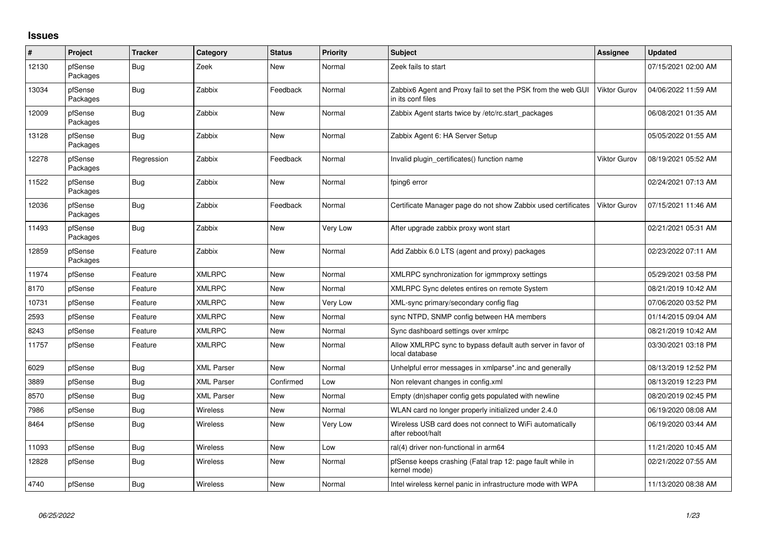## Issues

| # | Project | Tracker | Category | Status | Priority | Subject | Assignee | Updated |
|---|---|---|---|---|---|---|---|---|
| 12130 | pfSense Packages | Bug | Zeek | New | Normal | Zeek fails to start | | 07/15/2021 02:00 AM |
| 13034 | pfSense Packages | Bug | Zabbix | Feedback | Normal | Zabbix6 Agent and Proxy fail to set the PSK from the web GUI in its conf files | Viktor Gurov | 04/06/2022 11:59 AM |
| 12009 | pfSense Packages | Bug | Zabbix | New | Normal | Zabbix Agent starts twice by /etc/rc.start_packages | | 06/08/2021 01:35 AM |
| 13128 | pfSense Packages | Bug | Zabbix | New | Normal | Zabbix Agent 6: HA Server Setup | | 05/05/2022 01:55 AM |
| 12278 | pfSense Packages | Regression | Zabbix | Feedback | Normal | Invalid plugin_certificates() function name | Viktor Gurov | 08/19/2021 05:52 AM |
| 11522 | pfSense Packages | Bug | Zabbix | New | Normal | fping6 error | | 02/24/2021 07:13 AM |
| 12036 | pfSense Packages | Bug | Zabbix | Feedback | Normal | Certificate Manager page do not show Zabbix used certificates | Viktor Gurov | 07/15/2021 11:46 AM |
| 11493 | pfSense Packages | Bug | Zabbix | New | Very Low | After upgrade zabbix proxy wont start | | 02/21/2021 05:31 AM |
| 12859 | pfSense Packages | Feature | Zabbix | New | Normal | Add Zabbix 6.0 LTS (agent and proxy) packages | | 02/23/2022 07:11 AM |
| 11974 | pfSense | Feature | XMLRPC | New | Normal | XMLRPC synchronization for igmmproxy settings | | 05/29/2021 03:58 PM |
| 8170 | pfSense | Feature | XMLRPC | New | Normal | XMLRPC Sync deletes entires on remote System | | 08/21/2019 10:42 AM |
| 10731 | pfSense | Feature | XMLRPC | New | Very Low | XML-sync primary/secondary config flag | | 07/06/2020 03:52 PM |
| 2593 | pfSense | Feature | XMLRPC | New | Normal | sync NTPD, SNMP config between HA members | | 01/14/2015 09:04 AM |
| 8243 | pfSense | Feature | XMLRPC | New | Normal | Sync dashboard settings over xmlrpc | | 08/21/2019 10:42 AM |
| 11757 | pfSense | Feature | XMLRPC | New | Normal | Allow XMLRPC sync to bypass default auth server in favor of local database | | 03/30/2021 03:18 PM |
| 6029 | pfSense | Bug | XML Parser | New | Normal | Unhelpful error messages in xmlparse*.inc and generally | | 08/13/2019 12:52 PM |
| 3889 | pfSense | Bug | XML Parser | Confirmed | Low | Non relevant changes in config.xml | | 08/13/2019 12:23 PM |
| 8570 | pfSense | Bug | XML Parser | New | Normal | Empty (dn)shaper config gets populated with newline | | 08/20/2019 02:45 PM |
| 7986 | pfSense | Bug | Wireless | New | Normal | WLAN card no longer properly initialized under 2.4.0 | | 06/19/2020 08:08 AM |
| 8464 | pfSense | Bug | Wireless | New | Very Low | Wireless USB card does not connect to WiFi automatically after reboot/halt | | 06/19/2020 03:44 AM |
| 11093 | pfSense | Bug | Wireless | New | Low | ral(4) driver non-functional in arm64 | | 11/21/2020 10:45 AM |
| 12828 | pfSense | Bug | Wireless | New | Normal | pfSense keeps crashing (Fatal trap 12: page fault while in kernel mode) | | 02/21/2022 07:55 AM |
| 4740 | pfSense | Bug | Wireless | New | Normal | Intel wireless kernel panic in infrastructure mode with WPA | | 11/13/2020 08:38 AM |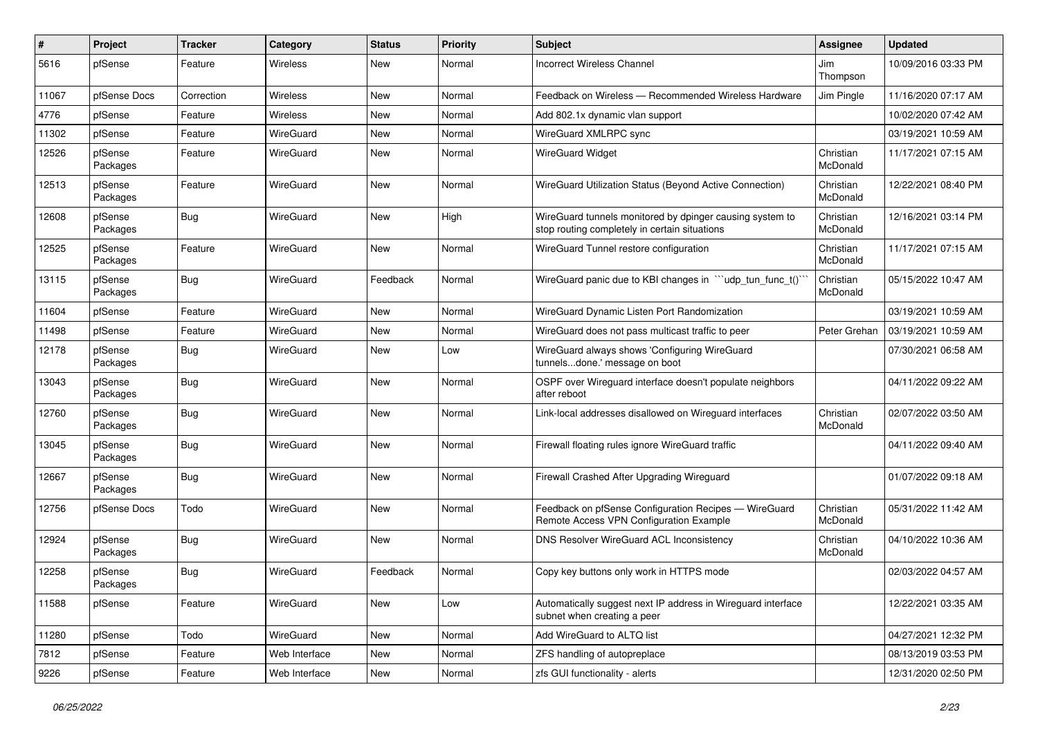| # | Project | Tracker | Category | Status | Priority | Subject | Assignee | Updated |
|---|---|---|---|---|---|---|---|---|
| 5616 | pfSense | Feature | Wireless | New | Normal | Incorrect Wireless Channel | Jim Thompson | 10/09/2016 03:33 PM |
| 11067 | pfSense Docs | Correction | Wireless | New | Normal | Feedback on Wireless — Recommended Wireless Hardware | Jim Pingle | 11/16/2020 07:17 AM |
| 4776 | pfSense | Feature | Wireless | New | Normal | Add 802.1x dynamic vlan support | | 10/02/2020 07:42 AM |
| 11302 | pfSense | Feature | WireGuard | New | Normal | WireGuard XMLRPC sync | | 03/19/2021 10:59 AM |
| 12526 | pfSense Packages | Feature | WireGuard | New | Normal | WireGuard Widget | Christian McDonald | 11/17/2021 07:15 AM |
| 12513 | pfSense Packages | Feature | WireGuard | New | Normal | WireGuard Utilization Status (Beyond Active Connection) | Christian McDonald | 12/22/2021 08:40 PM |
| 12608 | pfSense Packages | Bug | WireGuard | New | High | WireGuard tunnels monitored by dpinger causing system to stop routing completely in certain situations | Christian McDonald | 12/16/2021 03:14 PM |
| 12525 | pfSense Packages | Feature | WireGuard | New | Normal | WireGuard Tunnel restore configuration | Christian McDonald | 11/17/2021 07:15 AM |
| 13115 | pfSense Packages | Bug | WireGuard | Feedback | Normal | WireGuard panic due to KBI changes in ```udp_tun_func_t()``` | Christian McDonald | 05/15/2022 10:47 AM |
| 11604 | pfSense | Feature | WireGuard | New | Normal | WireGuard Dynamic Listen Port Randomization | | 03/19/2021 10:59 AM |
| 11498 | pfSense | Feature | WireGuard | New | Normal | WireGuard does not pass multicast traffic to peer | Peter Grehan | 03/19/2021 10:59 AM |
| 12178 | pfSense Packages | Bug | WireGuard | New | Low | WireGuard always shows 'Configuring WireGuard tunnels...done.' message on boot | | 07/30/2021 06:58 AM |
| 13043 | pfSense Packages | Bug | WireGuard | New | Normal | OSPF over Wireguard interface doesn't populate neighbors after reboot | | 04/11/2022 09:22 AM |
| 12760 | pfSense Packages | Bug | WireGuard | New | Normal | Link-local addresses disallowed on Wireguard interfaces | Christian McDonald | 02/07/2022 03:50 AM |
| 13045 | pfSense Packages | Bug | WireGuard | New | Normal | Firewall floating rules ignore WireGuard traffic | | 04/11/2022 09:40 AM |
| 12667 | pfSense Packages | Bug | WireGuard | New | Normal | Firewall Crashed After Upgrading Wireguard | | 01/07/2022 09:18 AM |
| 12756 | pfSense Docs | Todo | WireGuard | New | Normal | Feedback on pfSense Configuration Recipes — WireGuard Remote Access VPN Configuration Example | Christian McDonald | 05/31/2022 11:42 AM |
| 12924 | pfSense Packages | Bug | WireGuard | New | Normal | DNS Resolver WireGuard ACL Inconsistency | Christian McDonald | 04/10/2022 10:36 AM |
| 12258 | pfSense Packages | Bug | WireGuard | Feedback | Normal | Copy key buttons only work in HTTPS mode | | 02/03/2022 04:57 AM |
| 11588 | pfSense | Feature | WireGuard | New | Low | Automatically suggest next IP address in Wireguard interface subnet when creating a peer | | 12/22/2021 03:35 AM |
| 11280 | pfSense | Todo | WireGuard | New | Normal | Add WireGuard to ALTQ list | | 04/27/2021 12:32 PM |
| 7812 | pfSense | Feature | Web Interface | New | Normal | ZFS handling of autopreplace | | 08/13/2019 03:53 PM |
| 9226 | pfSense | Feature | Web Interface | New | Normal | zfs GUI functionality - alerts | | 12/31/2020 02:50 PM |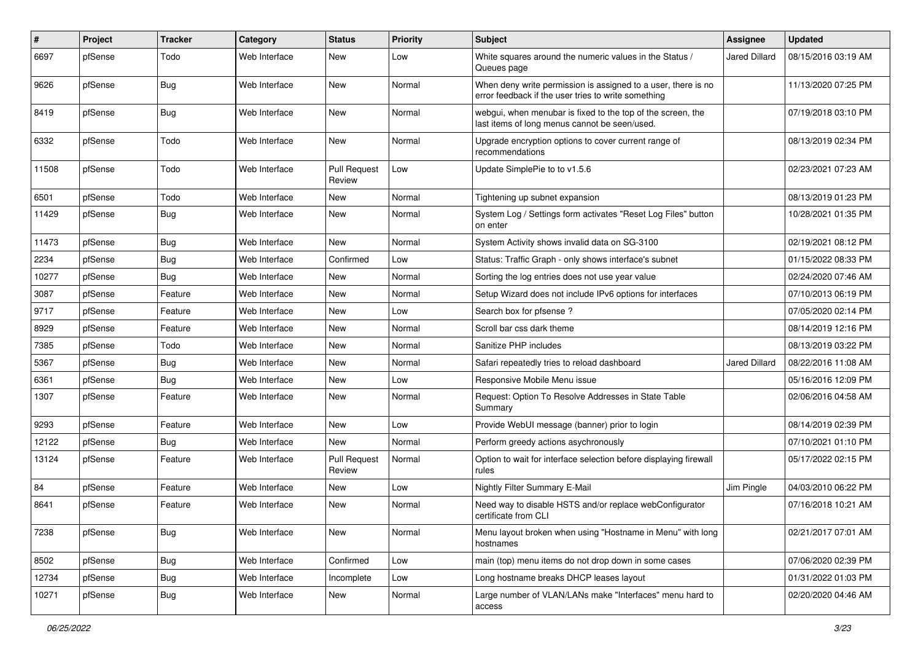| # | Project | Tracker | Category | Status | Priority | Subject | Assignee | Updated |
|---|---|---|---|---|---|---|---|---|
| 6697 | pfSense | Todo | Web Interface | New | Low | White squares around the numeric values in the Status / Queues page | Jared Dillard | 08/15/2016 03:19 AM |
| 9626 | pfSense | Bug | Web Interface | New | Normal | When deny write permission is assigned to a user, there is no error feedback if the user tries to write something | | 11/13/2020 07:25 PM |
| 8419 | pfSense | Bug | Web Interface | New | Normal | webgui, when menubar is fixed to the top of the screen, the last items of long menus cannot be seen/used. | | 07/19/2018 03:10 PM |
| 6332 | pfSense | Todo | Web Interface | New | Normal | Upgrade encryption options to cover current range of recommendations | | 08/13/2019 02:34 PM |
| 11508 | pfSense | Todo | Web Interface | Pull Request Review | Low | Update SimplePie to to v1.5.6 | | 02/23/2021 07:23 AM |
| 6501 | pfSense | Todo | Web Interface | New | Normal | Tightening up subnet expansion | | 08/13/2019 01:23 PM |
| 11429 | pfSense | Bug | Web Interface | New | Normal | System Log / Settings form activates "Reset Log Files" button on enter | | 10/28/2021 01:35 PM |
| 11473 | pfSense | Bug | Web Interface | New | Normal | System Activity shows invalid data on SG-3100 | | 02/19/2021 08:12 PM |
| 2234 | pfSense | Bug | Web Interface | Confirmed | Low | Status: Traffic Graph - only shows interface's subnet | | 01/15/2022 08:33 PM |
| 10277 | pfSense | Bug | Web Interface | New | Normal | Sorting the log entries does not use year value | | 02/24/2020 07:46 AM |
| 3087 | pfSense | Feature | Web Interface | New | Normal | Setup Wizard does not include IPv6 options for interfaces | | 07/10/2013 06:19 PM |
| 9717 | pfSense | Feature | Web Interface | New | Low | Search box for pfsense ? | | 07/05/2020 02:14 PM |
| 8929 | pfSense | Feature | Web Interface | New | Normal | Scroll bar css dark theme | | 08/14/2019 12:16 PM |
| 7385 | pfSense | Todo | Web Interface | New | Normal | Sanitize PHP includes | | 08/13/2019 03:22 PM |
| 5367 | pfSense | Bug | Web Interface | New | Normal | Safari repeatedly tries to reload dashboard | Jared Dillard | 08/22/2016 11:08 AM |
| 6361 | pfSense | Bug | Web Interface | New | Low | Responsive Mobile Menu issue | | 05/16/2016 12:09 PM |
| 1307 | pfSense | Feature | Web Interface | New | Normal | Request: Option To Resolve Addresses in State Table Summary | | 02/06/2016 04:58 AM |
| 9293 | pfSense | Feature | Web Interface | New | Low | Provide WebUI message (banner) prior to login | | 08/14/2019 02:39 PM |
| 12122 | pfSense | Bug | Web Interface | New | Normal | Perform greedy actions asychronously | | 07/10/2021 01:10 PM |
| 13124 | pfSense | Feature | Web Interface | Pull Request Review | Normal | Option to wait for interface selection before displaying firewall rules | | 05/17/2022 02:15 PM |
| 84 | pfSense | Feature | Web Interface | New | Low | Nightly Filter Summary E-Mail | Jim Pingle | 04/03/2010 06:22 PM |
| 8641 | pfSense | Feature | Web Interface | New | Normal | Need way to disable HSTS and/or replace webConfigurator certificate from CLI | | 07/16/2018 10:21 AM |
| 7238 | pfSense | Bug | Web Interface | New | Normal | Menu layout broken when using "Hostname in Menu" with long hostnames | | 02/21/2017 07:01 AM |
| 8502 | pfSense | Bug | Web Interface | Confirmed | Low | main (top) menu items do not drop down in some cases | | 07/06/2020 02:39 PM |
| 12734 | pfSense | Bug | Web Interface | Incomplete | Low | Long hostname breaks DHCP leases layout | | 01/31/2022 01:03 PM |
| 10271 | pfSense | Bug | Web Interface | New | Normal | Large number of VLAN/LANs make "Interfaces" menu hard to access | | 02/20/2020 04:46 AM |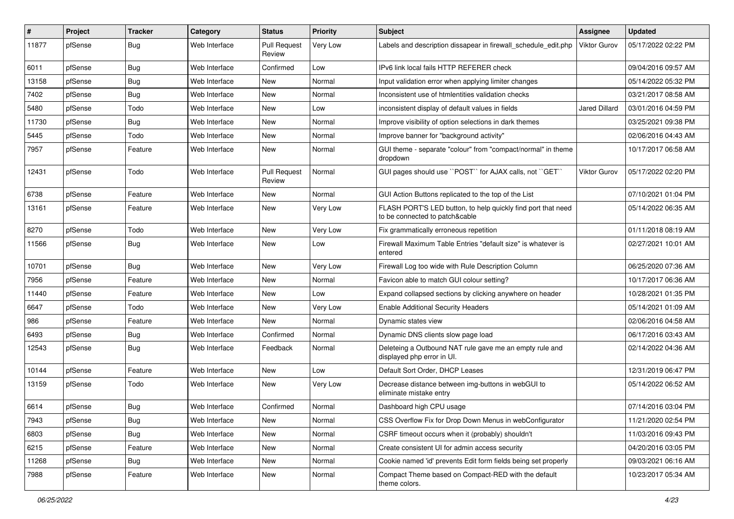| # | Project | Tracker | Category | Status | Priority | Subject | Assignee | Updated |
|---|---|---|---|---|---|---|---|---|
| 11877 | pfSense | Bug | Web Interface | Pull Request Review | Very Low | Labels and description dissapear in firewall_schedule_edit.php | Viktor Gurov | 05/17/2022 02:22 PM |
| 6011 | pfSense | Bug | Web Interface | Confirmed | Low | IPv6 link local fails HTTP REFERER check | | 09/04/2016 09:57 AM |
| 13158 | pfSense | Bug | Web Interface | New | Normal | Input validation error when applying limiter changes | | 05/14/2022 05:32 PM |
| 7402 | pfSense | Bug | Web Interface | New | Normal | Inconsistent use of htmlentities validation checks | | 03/21/2017 08:58 AM |
| 5480 | pfSense | Todo | Web Interface | New | Low | inconsistent display of default values in fields | Jared Dillard | 03/01/2016 04:59 PM |
| 11730 | pfSense | Bug | Web Interface | New | Normal | Improve visibility of option selections in dark themes | | 03/25/2021 09:38 PM |
| 5445 | pfSense | Todo | Web Interface | New | Normal | Improve banner for "background activity" | | 02/06/2016 04:43 AM |
| 7957 | pfSense | Feature | Web Interface | New | Normal | GUI theme - separate "colour" from "compact/normal" in theme dropdown | | 10/17/2017 06:58 AM |
| 12431 | pfSense | Todo | Web Interface | Pull Request Review | Normal | GUI pages should use ``POST`` for AJAX calls, not ``GET`` | Viktor Gurov | 05/17/2022 02:20 PM |
| 6738 | pfSense | Feature | Web Interface | New | Normal | GUI Action Buttons replicated to the top of the List | | 07/10/2021 01:04 PM |
| 13161 | pfSense | Feature | Web Interface | New | Very Low | FLASH PORT'S LED button, to help quickly find port that need to be connected to patch&cable | | 05/14/2022 06:35 AM |
| 8270 | pfSense | Todo | Web Interface | New | Very Low | Fix grammatically erroneous repetition | | 01/11/2018 08:19 AM |
| 11566 | pfSense | Bug | Web Interface | New | Low | Firewall Maximum Table Entries "default size" is whatever is entered | | 02/27/2021 10:01 AM |
| 10701 | pfSense | Bug | Web Interface | New | Very Low | Firewall Log too wide with Rule Description Column | | 06/25/2020 07:36 AM |
| 7956 | pfSense | Feature | Web Interface | New | Normal | Favicon able to match GUI colour setting? | | 10/17/2017 06:36 AM |
| 11440 | pfSense | Feature | Web Interface | New | Low | Expand collapsed sections by clicking anywhere on header | | 10/28/2021 01:35 PM |
| 6647 | pfSense | Todo | Web Interface | New | Very Low | Enable Additional Security Headers | | 05/14/2021 01:09 AM |
| 986 | pfSense | Feature | Web Interface | New | Normal | Dynamic states view | | 02/06/2016 04:58 AM |
| 6493 | pfSense | Bug | Web Interface | Confirmed | Normal | Dynamic DNS clients slow page load | | 06/17/2016 03:43 AM |
| 12543 | pfSense | Bug | Web Interface | Feedback | Normal | Deleteing a Outbound NAT rule gave me an empty rule and displayed php error in UI. | | 02/14/2022 04:36 AM |
| 10144 | pfSense | Feature | Web Interface | New | Low | Default Sort Order, DHCP Leases | | 12/31/2019 06:47 PM |
| 13159 | pfSense | Todo | Web Interface | New | Very Low | Decrease distance between img-buttons in webGUI to eliminate mistake entry | | 05/14/2022 06:52 AM |
| 6614 | pfSense | Bug | Web Interface | Confirmed | Normal | Dashboard high CPU usage | | 07/14/2016 03:04 PM |
| 7943 | pfSense | Bug | Web Interface | New | Normal | CSS Overflow Fix for Drop Down Menus in webConfigurator | | 11/21/2020 02:54 PM |
| 6803 | pfSense | Bug | Web Interface | New | Normal | CSRF timeout occurs when it (probably) shouldn't | | 11/03/2016 09:43 PM |
| 6215 | pfSense | Feature | Web Interface | New | Normal | Create consistent UI for admin access security | | 04/20/2016 03:05 PM |
| 11268 | pfSense | Bug | Web Interface | New | Normal | Cookie named 'id' prevents Edit form fields being set properly | | 09/03/2021 06:16 AM |
| 7988 | pfSense | Feature | Web Interface | New | Normal | Compact Theme based on Compact-RED with the default theme colors. | | 10/23/2017 05:34 AM |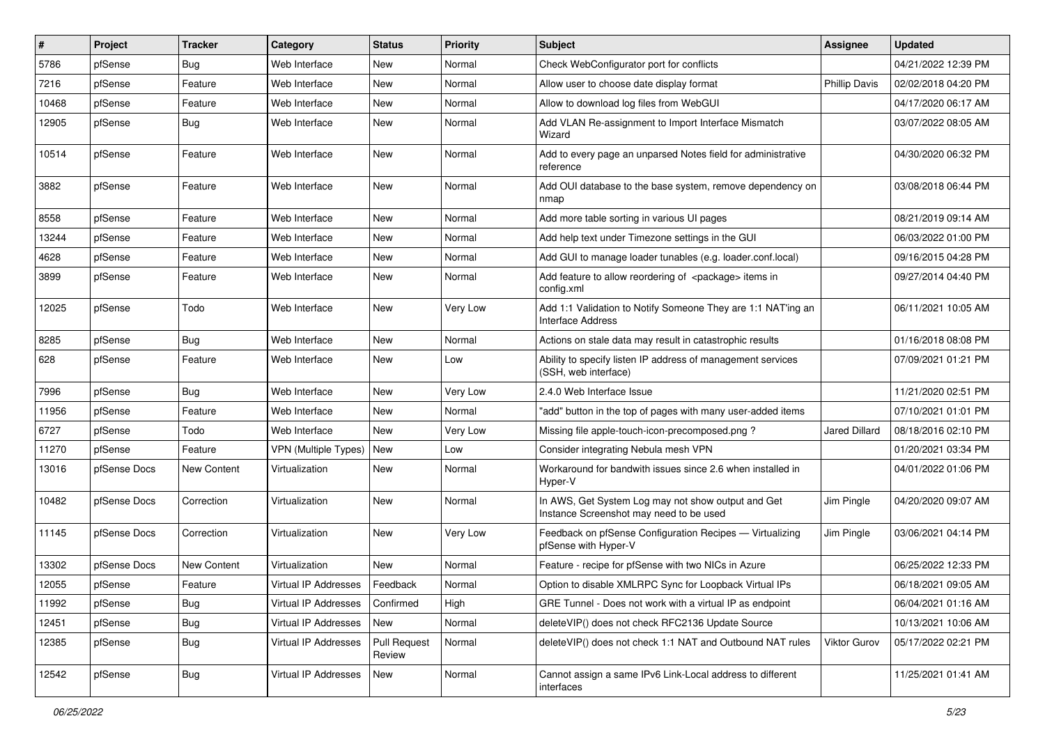| # | Project | Tracker | Category | Status | Priority | Subject | Assignee | Updated |
|---|---|---|---|---|---|---|---|---|
| 5786 | pfSense | Bug | Web Interface | New | Normal | Check WebConfigurator port for conflicts | | 04/21/2022 12:39 PM |
| 7216 | pfSense | Feature | Web Interface | New | Normal | Allow user to choose date display format | Phillip Davis | 02/02/2018 04:20 PM |
| 10468 | pfSense | Feature | Web Interface | New | Normal | Allow to download log files from WebGUI | | 04/17/2020 06:17 AM |
| 12905 | pfSense | Bug | Web Interface | New | Normal | Add VLAN Re-assignment to Import Interface Mismatch Wizard | | 03/07/2022 08:05 AM |
| 10514 | pfSense | Feature | Web Interface | New | Normal | Add to every page an unparsed Notes field for administrative reference | | 04/30/2020 06:32 PM |
| 3882 | pfSense | Feature | Web Interface | New | Normal | Add OUI database to the base system, remove dependency on nmap | | 03/08/2018 06:44 PM |
| 8558 | pfSense | Feature | Web Interface | New | Normal | Add more table sorting in various UI pages | | 08/21/2019 09:14 AM |
| 13244 | pfSense | Feature | Web Interface | New | Normal | Add help text under Timezone settings in the GUI | | 06/03/2022 01:00 PM |
| 4628 | pfSense | Feature | Web Interface | New | Normal | Add GUI to manage loader tunables (e.g. loader.conf.local) | | 09/16/2015 04:28 PM |
| 3899 | pfSense | Feature | Web Interface | New | Normal | Add feature to allow reordering of <package> items in config.xml | | 09/27/2014 04:40 PM |
| 12025 | pfSense | Todo | Web Interface | New | Very Low | Add 1:1 Validation to Notify Someone They are 1:1 NAT'ing an Interface Address | | 06/11/2021 10:05 AM |
| 8285 | pfSense | Bug | Web Interface | New | Normal | Actions on stale data may result in catastrophic results | | 01/16/2018 08:08 PM |
| 628 | pfSense | Feature | Web Interface | New | Low | Ability to specify listen IP address of management services (SSH, web interface) | | 07/09/2021 01:21 PM |
| 7996 | pfSense | Bug | Web Interface | New | Very Low | 2.4.0 Web Interface Issue | | 11/21/2020 02:51 PM |
| 11956 | pfSense | Feature | Web Interface | New | Normal | "add" button in the top of pages with many user-added items | | 07/10/2021 01:01 PM |
| 6727 | pfSense | Todo | Web Interface | New | Very Low | Missing file apple-touch-icon-precomposed.png ? | Jared Dillard | 08/18/2016 02:10 PM |
| 11270 | pfSense | Feature | VPN (Multiple Types) | New | Low | Consider integrating Nebula mesh VPN | | 01/20/2021 03:34 PM |
| 13016 | pfSense Docs | New Content | Virtualization | New | Normal | Workaround for bandwith issues since 2.6 when installed in Hyper-V | | 04/01/2022 01:06 PM |
| 10482 | pfSense Docs | Correction | Virtualization | New | Normal | In AWS, Get System Log may not show output and Get Instance Screenshot may need to be used | Jim Pingle | 04/20/2020 09:07 AM |
| 11145 | pfSense Docs | Correction | Virtualization | New | Very Low | Feedback on pfSense Configuration Recipes — Virtualizing pfSense with Hyper-V | Jim Pingle | 03/06/2021 04:14 PM |
| 13302 | pfSense Docs | New Content | Virtualization | New | Normal | Feature - recipe for pfSense with two NICs in Azure | | 06/25/2022 12:33 PM |
| 12055 | pfSense | Feature | Virtual IP Addresses | Feedback | Normal | Option to disable XMLRPC Sync for Loopback Virtual IPs | | 06/18/2021 09:05 AM |
| 11992 | pfSense | Bug | Virtual IP Addresses | Confirmed | High | GRE Tunnel - Does not work with a virtual IP as endpoint | | 06/04/2021 01:16 AM |
| 12451 | pfSense | Bug | Virtual IP Addresses | New | Normal | deleteVIP() does not check RFC2136 Update Source | | 10/13/2021 10:06 AM |
| 12385 | pfSense | Bug | Virtual IP Addresses | Pull Request Review | Normal | deleteVIP() does not check 1:1 NAT and Outbound NAT rules | Viktor Gurov | 05/17/2022 02:21 PM |
| 12542 | pfSense | Bug | Virtual IP Addresses | New | Normal | Cannot assign a same IPv6 Link-Local address to different interfaces | | 11/25/2021 01:41 AM |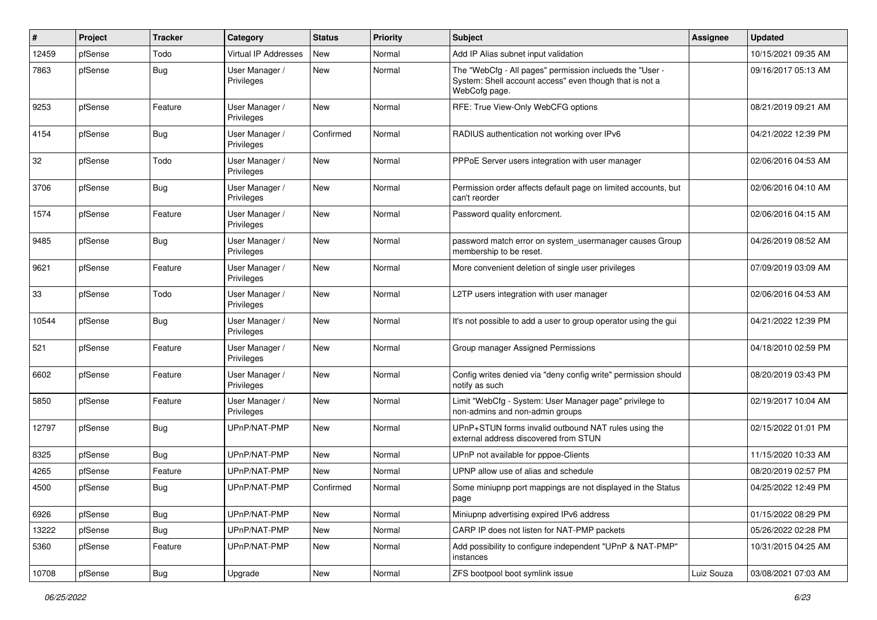| # | Project | Tracker | Category | Status | Priority | Subject | Assignee | Updated |
|---|---|---|---|---|---|---|---|---|
| 12459 | pfSense | Todo | Virtual IP Addresses | New | Normal | Add IP Alias subnet input validation | | 10/15/2021 09:35 AM |
| 7863 | pfSense | Bug | User Manager / Privileges | New | Normal | The "WebCfg - All pages" permission inclueds the "User - System: Shell account access" even though that is not a WebCofg page. | | 09/16/2017 05:13 AM |
| 9253 | pfSense | Feature | User Manager / Privileges | New | Normal | RFE: True View-Only WebCFG options | | 08/21/2019 09:21 AM |
| 4154 | pfSense | Bug | User Manager / Privileges | Confirmed | Normal | RADIUS authentication not working over IPv6 | | 04/21/2022 12:39 PM |
| 32 | pfSense | Todo | User Manager / Privileges | New | Normal | PPPoE Server users integration with user manager | | 02/06/2016 04:53 AM |
| 3706 | pfSense | Bug | User Manager / Privileges | New | Normal | Permission order affects default page on limited accounts, but can't reorder | | 02/06/2016 04:10 AM |
| 1574 | pfSense | Feature | User Manager / Privileges | New | Normal | Password quality enforcment. | | 02/06/2016 04:15 AM |
| 9485 | pfSense | Bug | User Manager / Privileges | New | Normal | password match error on system_usermanager causes Group membership to be reset. | | 04/26/2019 08:52 AM |
| 9621 | pfSense | Feature | User Manager / Privileges | New | Normal | More convenient deletion of single user privileges | | 07/09/2019 03:09 AM |
| 33 | pfSense | Todo | User Manager / Privileges | New | Normal | L2TP users integration with user manager | | 02/06/2016 04:53 AM |
| 10544 | pfSense | Bug | User Manager / Privileges | New | Normal | It's not possible to add a user to group operator using the gui | | 04/21/2022 12:39 PM |
| 521 | pfSense | Feature | User Manager / Privileges | New | Normal | Group manager Assigned Permissions | | 04/18/2010 02:59 PM |
| 6602 | pfSense | Feature | User Manager / Privileges | New | Normal | Config writes denied via "deny config write" permission should notify as such | | 08/20/2019 03:43 PM |
| 5850 | pfSense | Feature | User Manager / Privileges | New | Normal | Limit "WebCfg - System: User Manager page" privilege to non-admins and non-admin groups | | 02/19/2017 10:04 AM |
| 12797 | pfSense | Bug | UPnP/NAT-PMP | New | Normal | UPnP+STUN forms invalid outbound NAT rules using the external address discovered from STUN | | 02/15/2022 01:01 PM |
| 8325 | pfSense | Bug | UPnP/NAT-PMP | New | Normal | UPnP not available for pppoe-Clients | | 11/15/2020 10:33 AM |
| 4265 | pfSense | Feature | UPnP/NAT-PMP | New | Normal | UPNP allow use of alias and schedule | | 08/20/2019 02:57 PM |
| 4500 | pfSense | Bug | UPnP/NAT-PMP | Confirmed | Normal | Some miniupnp port mappings are not displayed in the Status page | | 04/25/2022 12:49 PM |
| 6926 | pfSense | Bug | UPnP/NAT-PMP | New | Normal | Miniupnp advertising expired IPv6 address | | 01/15/2022 08:29 PM |
| 13222 | pfSense | Bug | UPnP/NAT-PMP | New | Normal | CARP IP does not listen for NAT-PMP packets | | 05/26/2022 02:28 PM |
| 5360 | pfSense | Feature | UPnP/NAT-PMP | New | Normal | Add possibility to configure independent "UPnP & NAT-PMP" instances | | 10/31/2015 04:25 AM |
| 10708 | pfSense | Bug | Upgrade | New | Normal | ZFS bootpool boot symlink issue | Luiz Souza | 03/08/2021 07:03 AM |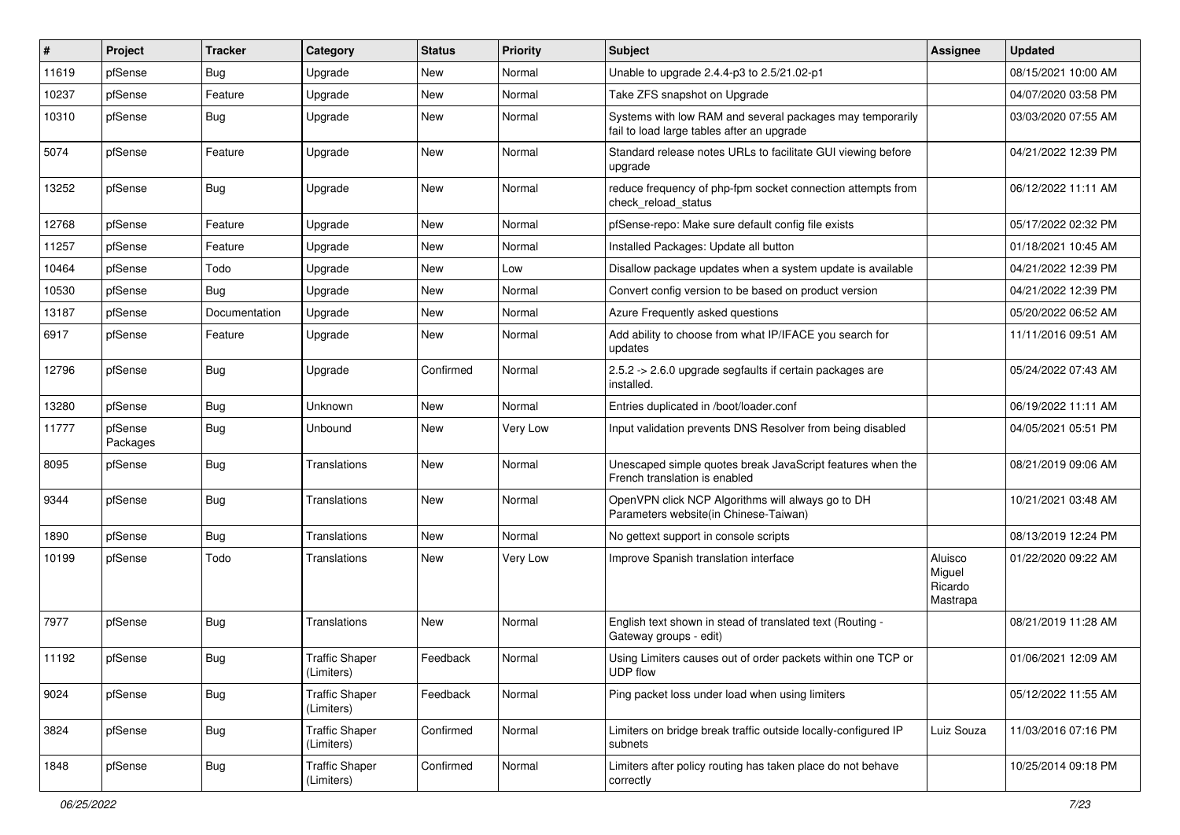| # | Project | Tracker | Category | Status | Priority | Subject | Assignee | Updated |
|---|---|---|---|---|---|---|---|---|
| 11619 | pfSense | Bug | Upgrade | New | Normal | Unable to upgrade 2.4.4-p3 to 2.5/21.02-p1 | | 08/15/2021 10:00 AM |
| 10237 | pfSense | Feature | Upgrade | New | Normal | Take ZFS snapshot on Upgrade | | 04/07/2020 03:58 PM |
| 10310 | pfSense | Bug | Upgrade | New | Normal | Systems with low RAM and several packages may temporarily fail to load large tables after an upgrade | | 03/03/2020 07:55 AM |
| 5074 | pfSense | Feature | Upgrade | New | Normal | Standard release notes URLs to facilitate GUI viewing before upgrade | | 04/21/2022 12:39 PM |
| 13252 | pfSense | Bug | Upgrade | New | Normal | reduce frequency of php-fpm socket connection attempts from check_reload_status | | 06/12/2022 11:11 AM |
| 12768 | pfSense | Feature | Upgrade | New | Normal | pfSense-repo: Make sure default config file exists | | 05/17/2022 02:32 PM |
| 11257 | pfSense | Feature | Upgrade | New | Normal | Installed Packages: Update all button | | 01/18/2021 10:45 AM |
| 10464 | pfSense | Todo | Upgrade | New | Low | Disallow package updates when a system update is available | | 04/21/2022 12:39 PM |
| 10530 | pfSense | Bug | Upgrade | New | Normal | Convert config version to be based on product version | | 04/21/2022 12:39 PM |
| 13187 | pfSense | Documentation | Upgrade | New | Normal | Azure Frequently asked questions | | 05/20/2022 06:52 AM |
| 6917 | pfSense | Feature | Upgrade | New | Normal | Add ability to choose from what IP/IFACE you search for updates | | 11/11/2016 09:51 AM |
| 12796 | pfSense | Bug | Upgrade | Confirmed | Normal | 2.5.2 -> 2.6.0 upgrade segfaults if certain packages are installed. | | 05/24/2022 07:43 AM |
| 13280 | pfSense | Bug | Unknown | New | Normal | Entries duplicated in /boot/loader.conf | | 06/19/2022 11:11 AM |
| 11777 | pfSense Packages | Bug | Unbound | New | Very Low | Input validation prevents DNS Resolver from being disabled | | 04/05/2021 05:51 PM |
| 8095 | pfSense | Bug | Translations | New | Normal | Unescaped simple quotes break JavaScript features when the French translation is enabled | | 08/21/2019 09:06 AM |
| 9344 | pfSense | Bug | Translations | New | Normal | OpenVPN click NCP Algorithms will always go to DH Parameters website(in Chinese-Taiwan) | | 10/21/2021 03:48 AM |
| 1890 | pfSense | Bug | Translations | New | Normal | No gettext support in console scripts | | 08/13/2019 12:24 PM |
| 10199 | pfSense | Todo | Translations | New | Very Low | Improve Spanish translation interface | Aluisco Miguel Ricardo Mastrapa | 01/22/2020 09:22 AM |
| 7977 | pfSense | Bug | Translations | New | Normal | English text shown in stead of translated text (Routing - Gateway groups - edit) | | 08/21/2019 11:28 AM |
| 11192 | pfSense | Bug | Traffic Shaper (Limiters) | Feedback | Normal | Using Limiters causes out of order packets within one TCP or UDP flow | | 01/06/2021 12:09 AM |
| 9024 | pfSense | Bug | Traffic Shaper (Limiters) | Feedback | Normal | Ping packet loss under load when using limiters | | 05/12/2022 11:55 AM |
| 3824 | pfSense | Bug | Traffic Shaper (Limiters) | Confirmed | Normal | Limiters on bridge break traffic outside locally-configured IP subnets | Luiz Souza | 11/03/2016 07:16 PM |
| 1848 | pfSense | Bug | Traffic Shaper (Limiters) | Confirmed | Normal | Limiters after policy routing has taken place do not behave correctly | | 10/25/2014 09:18 PM |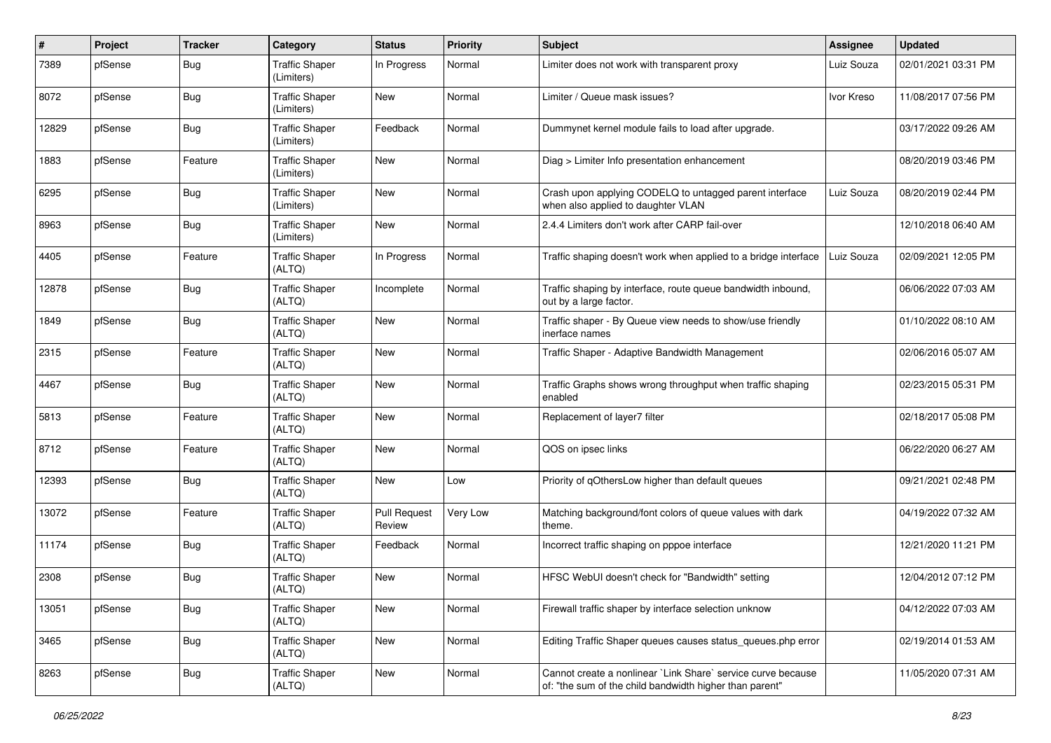| # | Project | Tracker | Category | Status | Priority | Subject | Assignee | Updated |
|---|---|---|---|---|---|---|---|---|
| 7389 | pfSense | Bug | Traffic Shaper (Limiters) | In Progress | Normal | Limiter does not work with transparent proxy | Luiz Souza | 02/01/2021 03:31 PM |
| 8072 | pfSense | Bug | Traffic Shaper (Limiters) | New | Normal | Limiter / Queue mask issues? | Ivor Kreso | 11/08/2017 07:56 PM |
| 12829 | pfSense | Bug | Traffic Shaper (Limiters) | Feedback | Normal | Dummynet kernel module fails to load after upgrade. | | 03/17/2022 09:26 AM |
| 1883 | pfSense | Feature | Traffic Shaper (Limiters) | New | Normal | Diag > Limiter Info presentation enhancement | | 08/20/2019 03:46 PM |
| 6295 | pfSense | Bug | Traffic Shaper (Limiters) | New | Normal | Crash upon applying CODELQ to untagged parent interface when also applied to daughter VLAN | Luiz Souza | 08/20/2019 02:44 PM |
| 8963 | pfSense | Bug | Traffic Shaper (Limiters) | New | Normal | 2.4.4 Limiters don't work after CARP fail-over | | 12/10/2018 06:40 AM |
| 4405 | pfSense | Feature | Traffic Shaper (ALTQ) | In Progress | Normal | Traffic shaping doesn't work when applied to a bridge interface | Luiz Souza | 02/09/2021 12:05 PM |
| 12878 | pfSense | Bug | Traffic Shaper (ALTQ) | Incomplete | Normal | Traffic shaping by interface, route queue bandwidth inbound, out by a large factor. | | 06/06/2022 07:03 AM |
| 1849 | pfSense | Bug | Traffic Shaper (ALTQ) | New | Normal | Traffic shaper - By Queue view needs to show/use friendly inerface names | | 01/10/2022 08:10 AM |
| 2315 | pfSense | Feature | Traffic Shaper (ALTQ) | New | Normal | Traffic Shaper - Adaptive Bandwidth Management | | 02/06/2016 05:07 AM |
| 4467 | pfSense | Bug | Traffic Shaper (ALTQ) | New | Normal | Traffic Graphs shows wrong throughput when traffic shaping enabled | | 02/23/2015 05:31 PM |
| 5813 | pfSense | Feature | Traffic Shaper (ALTQ) | New | Normal | Replacement of layer7 filter | | 02/18/2017 05:08 PM |
| 8712 | pfSense | Feature | Traffic Shaper (ALTQ) | New | Normal | QOS on ipsec links | | 06/22/2020 06:27 AM |
| 12393 | pfSense | Bug | Traffic Shaper (ALTQ) | New | Low | Priority of qOthersLow higher than default queues | | 09/21/2021 02:48 PM |
| 13072 | pfSense | Feature | Traffic Shaper (ALTQ) | Pull Request Review | Very Low | Matching background/font colors of queue values with dark theme. | | 04/19/2022 07:32 AM |
| 11174 | pfSense | Bug | Traffic Shaper (ALTQ) | Feedback | Normal | Incorrect traffic shaping on pppoe interface | | 12/21/2020 11:21 PM |
| 2308 | pfSense | Bug | Traffic Shaper (ALTQ) | New | Normal | HFSC WebUI doesn't check for "Bandwidth" setting | | 12/04/2012 07:12 PM |
| 13051 | pfSense | Bug | Traffic Shaper (ALTQ) | New | Normal | Firewall traffic shaper by interface selection unknow | | 04/12/2022 07:03 AM |
| 3465 | pfSense | Bug | Traffic Shaper (ALTQ) | New | Normal | Editing Traffic Shaper queues causes status_queues.php error | | 02/19/2014 01:53 AM |
| 8263 | pfSense | Bug | Traffic Shaper (ALTQ) | New | Normal | Cannot create a nonlinear `Link Share` service curve because of: "the sum of the child bandwidth higher than parent" | | 11/05/2020 07:31 AM |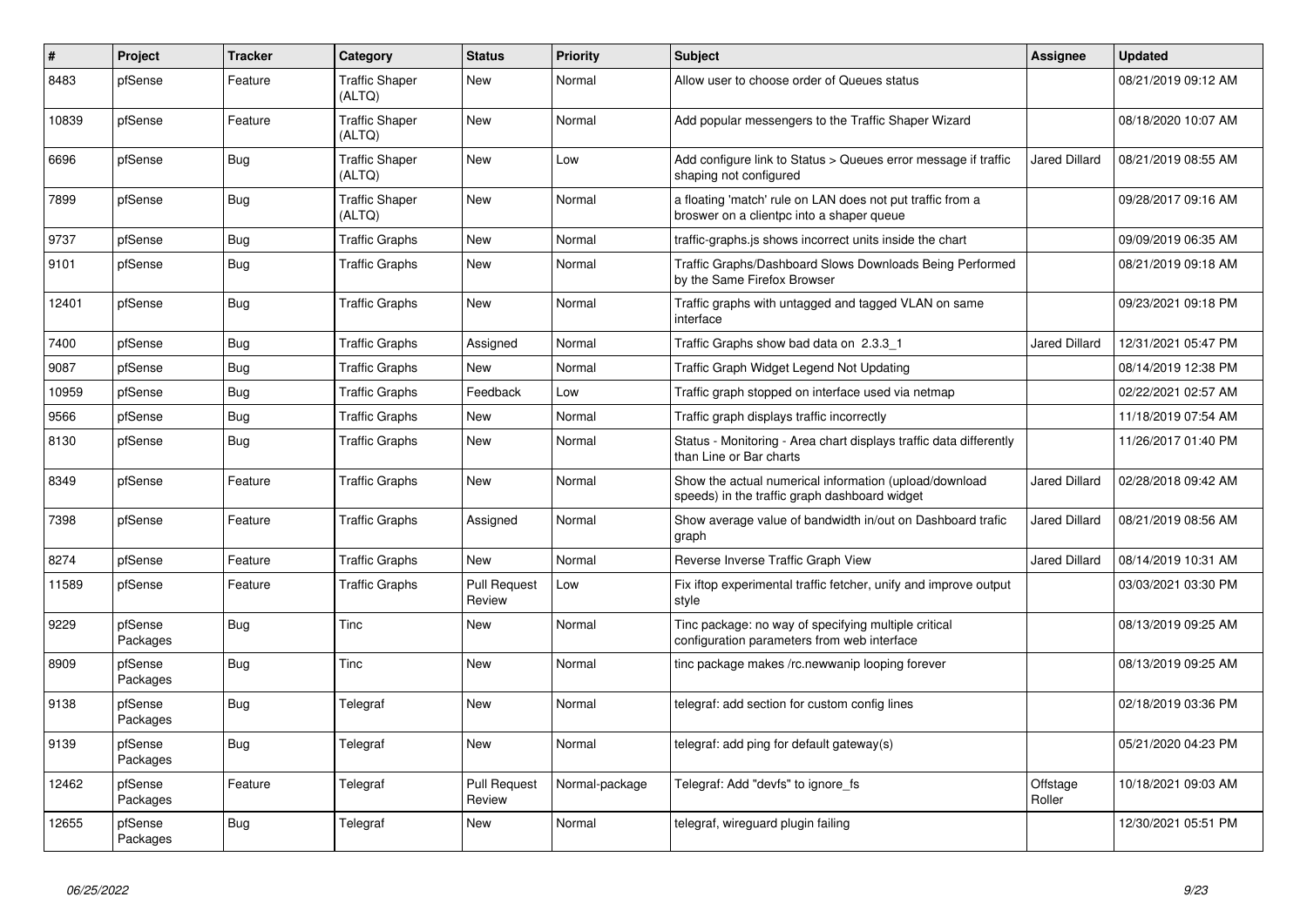| # | Project | Tracker | Category | Status | Priority | Subject | Assignee | Updated |
|---|---|---|---|---|---|---|---|---|
| 8483 | pfSense | Feature | Traffic Shaper (ALTQ) | New | Normal | Allow user to choose order of Queues status | | 08/21/2019 09:12 AM |
| 10839 | pfSense | Feature | Traffic Shaper (ALTQ) | New | Normal | Add popular messengers to the Traffic Shaper Wizard | | 08/18/2020 10:07 AM |
| 6696 | pfSense | Bug | Traffic Shaper (ALTQ) | New | Low | Add configure link to Status > Queues error message if traffic shaping not configured | Jared Dillard | 08/21/2019 08:55 AM |
| 7899 | pfSense | Bug | Traffic Shaper (ALTQ) | New | Normal | a floating 'match' rule on LAN does not put traffic from a broswer on a clientpc into a shaper queue | | 09/28/2017 09:16 AM |
| 9737 | pfSense | Bug | Traffic Graphs | New | Normal | traffic-graphs.js shows incorrect units inside the chart | | 09/09/2019 06:35 AM |
| 9101 | pfSense | Bug | Traffic Graphs | New | Normal | Traffic Graphs/Dashboard Slows Downloads Being Performed by the Same Firefox Browser | | 08/21/2019 09:18 AM |
| 12401 | pfSense | Bug | Traffic Graphs | New | Normal | Traffic graphs with untagged and tagged VLAN on same interface | | 09/23/2021 09:18 PM |
| 7400 | pfSense | Bug | Traffic Graphs | Assigned | Normal | Traffic Graphs show bad data on 2.3.3_1 | Jared Dillard | 12/31/2021 05:47 PM |
| 9087 | pfSense | Bug | Traffic Graphs | New | Normal | Traffic Graph Widget Legend Not Updating | | 08/14/2019 12:38 PM |
| 10959 | pfSense | Bug | Traffic Graphs | Feedback | Low | Traffic graph stopped on interface used via netmap | | 02/22/2021 02:57 AM |
| 9566 | pfSense | Bug | Traffic Graphs | New | Normal | Traffic graph displays traffic incorrectly | | 11/18/2019 07:54 AM |
| 8130 | pfSense | Bug | Traffic Graphs | New | Normal | Status - Monitoring - Area chart displays traffic data differently than Line or Bar charts | | 11/26/2017 01:40 PM |
| 8349 | pfSense | Feature | Traffic Graphs | New | Normal | Show the actual numerical information (upload/download speeds) in the traffic graph dashboard widget | Jared Dillard | 02/28/2018 09:42 AM |
| 7398 | pfSense | Feature | Traffic Graphs | Assigned | Normal | Show average value of bandwidth in/out on Dashboard trafic graph | Jared Dillard | 08/21/2019 08:56 AM |
| 8274 | pfSense | Feature | Traffic Graphs | New | Normal | Reverse Inverse Traffic Graph View | Jared Dillard | 08/14/2019 10:31 AM |
| 11589 | pfSense | Feature | Traffic Graphs | Pull Request Review | Low | Fix iftop experimental traffic fetcher, unify and improve output style | | 03/03/2021 03:30 PM |
| 9229 | pfSense Packages | Bug | Tinc | New | Normal | Tinc package: no way of specifying multiple critical configuration parameters from web interface | | 08/13/2019 09:25 AM |
| 8909 | pfSense Packages | Bug | Tinc | New | Normal | tinc package makes /rc.newwanip looping forever | | 08/13/2019 09:25 AM |
| 9138 | pfSense Packages | Bug | Telegraf | New | Normal | telegraf: add section for custom config lines | | 02/18/2019 03:36 PM |
| 9139 | pfSense Packages | Bug | Telegraf | New | Normal | telegraf: add ping for default gateway(s) | | 05/21/2020 04:23 PM |
| 12462 | pfSense Packages | Feature | Telegraf | Pull Request Review | Normal-package | Telegraf: Add "devfs" to ignore_fs | Offstage Roller | 10/18/2021 09:03 AM |
| 12655 | pfSense Packages | Bug | Telegraf | New | Normal | telegraf, wireguard plugin failing | | 12/30/2021 05:51 PM |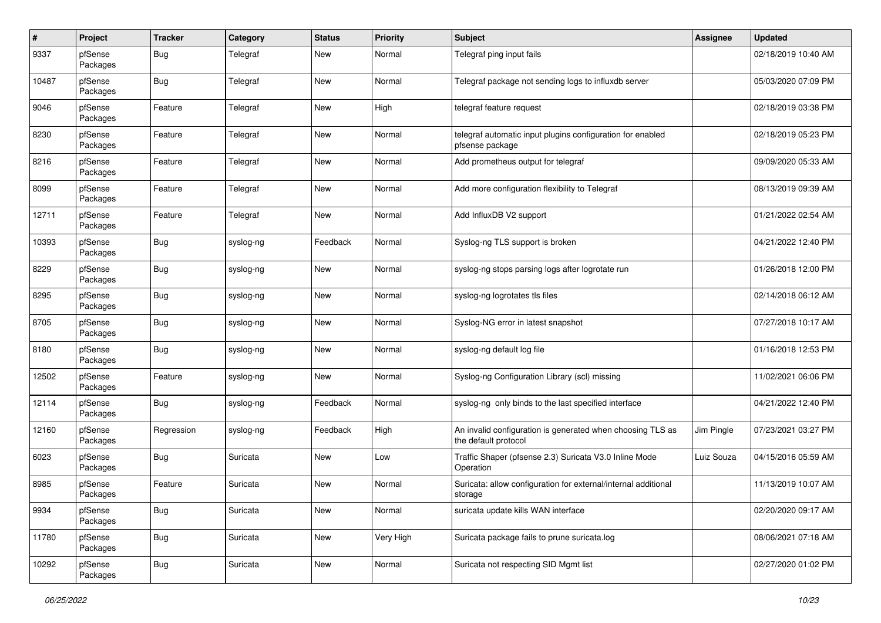| # | Project | Tracker | Category | Status | Priority | Subject | Assignee | Updated |
|---|---|---|---|---|---|---|---|---|
| 9337 | pfSense Packages | Bug | Telegraf | New | Normal | Telegraf ping input fails | | 02/18/2019 10:40 AM |
| 10487 | pfSense Packages | Bug | Telegraf | New | Normal | Telegraf package not sending logs to influxdb server | | 05/03/2020 07:09 PM |
| 9046 | pfSense Packages | Feature | Telegraf | New | High | telegraf feature request | | 02/18/2019 03:38 PM |
| 8230 | pfSense Packages | Feature | Telegraf | New | Normal | telegraf automatic input plugins configuration for enabled pfsense package | | 02/18/2019 05:23 PM |
| 8216 | pfSense Packages | Feature | Telegraf | New | Normal | Add prometheus output for telegraf | | 09/09/2020 05:33 AM |
| 8099 | pfSense Packages | Feature | Telegraf | New | Normal | Add more configuration flexibility to Telegraf | | 08/13/2019 09:39 AM |
| 12711 | pfSense Packages | Feature | Telegraf | New | Normal | Add InfluxDB V2 support | | 01/21/2022 02:54 AM |
| 10393 | pfSense Packages | Bug | syslog-ng | Feedback | Normal | Syslog-ng TLS support is broken | | 04/21/2022 12:40 PM |
| 8229 | pfSense Packages | Bug | syslog-ng | New | Normal | syslog-ng stops parsing logs after logrotate run | | 01/26/2018 12:00 PM |
| 8295 | pfSense Packages | Bug | syslog-ng | New | Normal | syslog-ng logrotates tls files | | 02/14/2018 06:12 AM |
| 8705 | pfSense Packages | Bug | syslog-ng | New | Normal | Syslog-NG error in latest snapshot | | 07/27/2018 10:17 AM |
| 8180 | pfSense Packages | Bug | syslog-ng | New | Normal | syslog-ng default log file | | 01/16/2018 12:53 PM |
| 12502 | pfSense Packages | Feature | syslog-ng | New | Normal | Syslog-ng Configuration Library (scl) missing | | 11/02/2021 06:06 PM |
| 12114 | pfSense Packages | Bug | syslog-ng | Feedback | Normal | syslog-ng only binds to the last specified interface | | 04/21/2022 12:40 PM |
| 12160 | pfSense Packages | Regression | syslog-ng | Feedback | High | An invalid configuration is generated when choosing TLS as the default protocol | Jim Pingle | 07/23/2021 03:27 PM |
| 6023 | pfSense Packages | Bug | Suricata | New | Low | Traffic Shaper (pfsense 2.3) Suricata V3.0 Inline Mode Operation | Luiz Souza | 04/15/2016 05:59 AM |
| 8985 | pfSense Packages | Feature | Suricata | New | Normal | Suricata: allow configuration for external/internal additional storage | | 11/13/2019 10:07 AM |
| 9934 | pfSense Packages | Bug | Suricata | New | Normal | suricata update kills WAN interface | | 02/20/2020 09:17 AM |
| 11780 | pfSense Packages | Bug | Suricata | New | Very High | Suricata package fails to prune suricata.log | | 08/06/2021 07:18 AM |
| 10292 | pfSense Packages | Bug | Suricata | New | Normal | Suricata not respecting SID Mgmt list | | 02/27/2020 01:02 PM |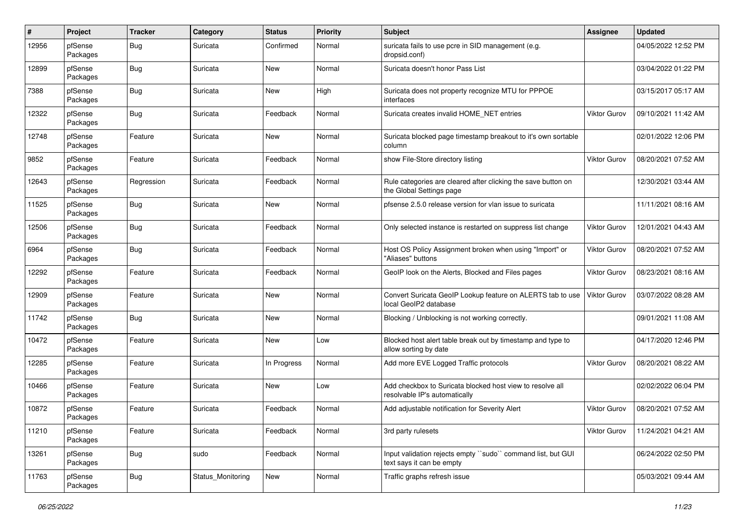| # | Project | Tracker | Category | Status | Priority | Subject | Assignee | Updated |
|---|---|---|---|---|---|---|---|---|
| 12956 | pfSense Packages | Bug | Suricata | Confirmed | Normal | suricata fails to use pcre in SID management (e.g. dropsid.conf) | | 04/05/2022 12:52 PM |
| 12899 | pfSense Packages | Bug | Suricata | New | Normal | Suricata doesn't honor Pass List | | 03/04/2022 01:22 PM |
| 7388 | pfSense Packages | Bug | Suricata | New | High | Suricata does not property recognize MTU for PPPOE interfaces | | 03/15/2017 05:17 AM |
| 12322 | pfSense Packages | Bug | Suricata | Feedback | Normal | Suricata creates invalid HOME_NET entries | Viktor Gurov | 09/10/2021 11:42 AM |
| 12748 | pfSense Packages | Feature | Suricata | New | Normal | Suricata blocked page timestamp breakout to it's own sortable column | | 02/01/2022 12:06 PM |
| 9852 | pfSense Packages | Feature | Suricata | Feedback | Normal | show File-Store directory listing | Viktor Gurov | 08/20/2021 07:52 AM |
| 12643 | pfSense Packages | Regression | Suricata | Feedback | Normal | Rule categories are cleared after clicking the save button on the Global Settings page | | 12/30/2021 03:44 AM |
| 11525 | pfSense Packages | Bug | Suricata | New | Normal | pfsense 2.5.0 release version for vlan issue to suricata | | 11/11/2021 08:16 AM |
| 12506 | pfSense Packages | Bug | Suricata | Feedback | Normal | Only selected instance is restarted on suppress list change | Viktor Gurov | 12/01/2021 04:43 AM |
| 6964 | pfSense Packages | Bug | Suricata | Feedback | Normal | Host OS Policy Assignment broken when using "Import" or "Aliases" buttons | Viktor Gurov | 08/20/2021 07:52 AM |
| 12292 | pfSense Packages | Feature | Suricata | Feedback | Normal | GeoIP look on the Alerts, Blocked and Files pages | Viktor Gurov | 08/23/2021 08:16 AM |
| 12909 | pfSense Packages | Feature | Suricata | New | Normal | Convert Suricata GeoIP Lookup feature on ALERTS tab to use local GeoIP2 database | Viktor Gurov | 03/07/2022 08:28 AM |
| 11742 | pfSense Packages | Bug | Suricata | New | Normal | Blocking / Unblocking is not working correctly. | | 09/01/2021 11:08 AM |
| 10472 | pfSense Packages | Feature | Suricata | New | Low | Blocked host alert table break out by timestamp and type to allow sorting by date | | 04/17/2020 12:46 PM |
| 12285 | pfSense Packages | Feature | Suricata | In Progress | Normal | Add more EVE Logged Traffic protocols | Viktor Gurov | 08/20/2021 08:22 AM |
| 10466 | pfSense Packages | Feature | Suricata | New | Low | Add checkbox to Suricata blocked host view to resolve all resolvable IP's automatically | | 02/02/2022 06:04 PM |
| 10872 | pfSense Packages | Feature | Suricata | Feedback | Normal | Add adjustable notification for Severity Alert | Viktor Gurov | 08/20/2021 07:52 AM |
| 11210 | pfSense Packages | Feature | Suricata | Feedback | Normal | 3rd party rulesets | Viktor Gurov | 11/24/2021 04:21 AM |
| 13261 | pfSense Packages | Bug | sudo | Feedback | Normal | Input validation rejects empty ``sudo`` command list, but GUI text says it can be empty | | 06/24/2022 02:50 PM |
| 11763 | pfSense Packages | Bug | Status_Monitoring | New | Normal | Traffic graphs refresh issue | | 05/03/2021 09:44 AM |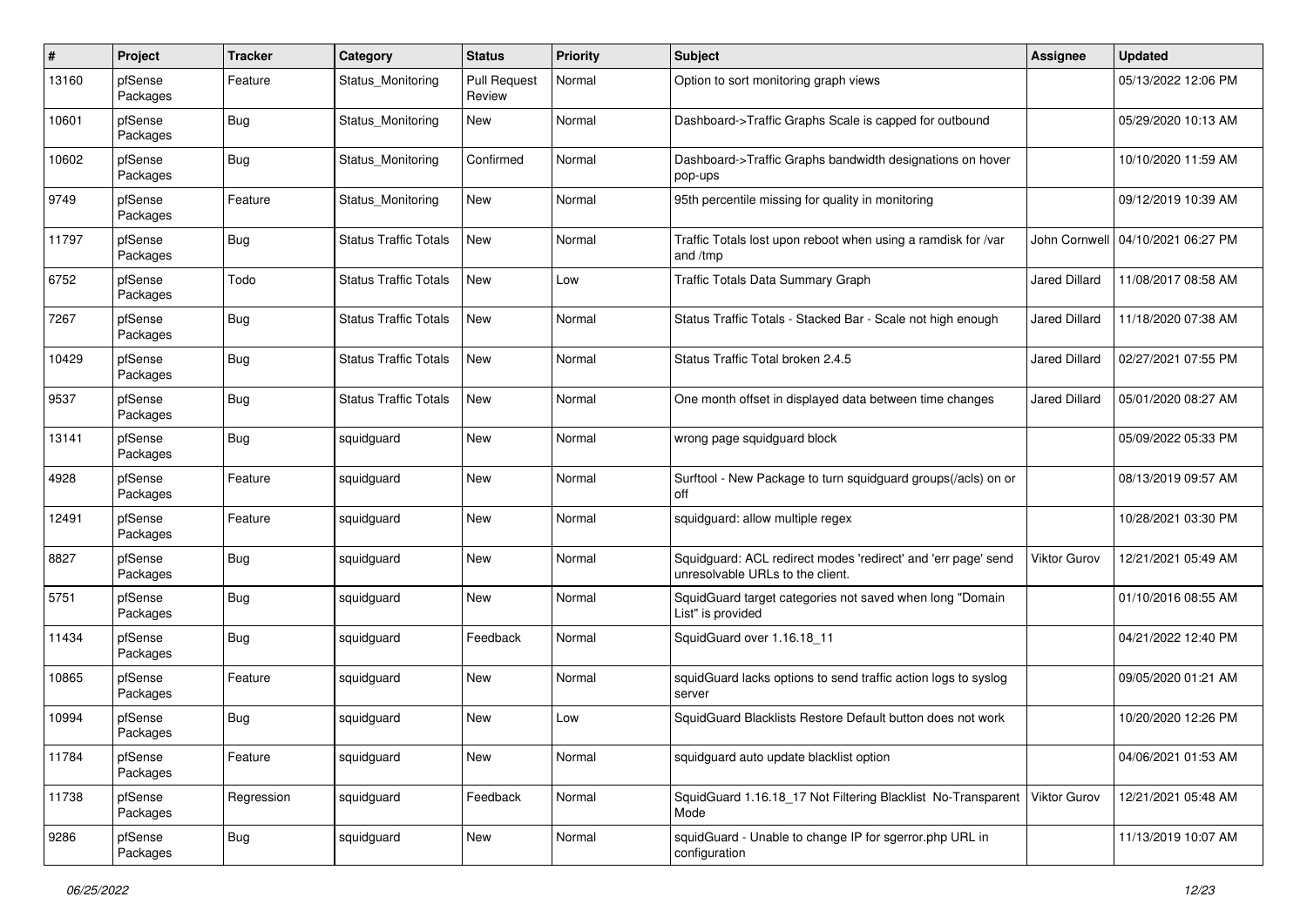| # | Project | Tracker | Category | Status | Priority | Subject | Assignee | Updated |
|---|---|---|---|---|---|---|---|---|
| 13160 | pfSense Packages | Feature | Status_Monitoring | Pull Request Review | Normal | Option to sort monitoring graph views | | 05/13/2022 12:06 PM |
| 10601 | pfSense Packages | Bug | Status_Monitoring | New | Normal | Dashboard->Traffic Graphs Scale is capped for outbound | | 05/29/2020 10:13 AM |
| 10602 | pfSense Packages | Bug | Status_Monitoring | Confirmed | Normal | Dashboard->Traffic Graphs bandwidth designations on hover pop-ups | | 10/10/2020 11:59 AM |
| 9749 | pfSense Packages | Feature | Status_Monitoring | New | Normal | 95th percentile missing for quality in monitoring | | 09/12/2019 10:39 AM |
| 11797 | pfSense Packages | Bug | Status Traffic Totals | New | Normal | Traffic Totals lost upon reboot when using a ramdisk for /var and /tmp | John Cornwell | 04/10/2021 06:27 PM |
| 6752 | pfSense Packages | Todo | Status Traffic Totals | New | Low | Traffic Totals Data Summary Graph | Jared Dillard | 11/08/2017 08:58 AM |
| 7267 | pfSense Packages | Bug | Status Traffic Totals | New | Normal | Status Traffic Totals - Stacked Bar - Scale not high enough | Jared Dillard | 11/18/2020 07:38 AM |
| 10429 | pfSense Packages | Bug | Status Traffic Totals | New | Normal | Status Traffic Total broken 2.4.5 | Jared Dillard | 02/27/2021 07:55 PM |
| 9537 | pfSense Packages | Bug | Status Traffic Totals | New | Normal | One month offset in displayed data between time changes | Jared Dillard | 05/01/2020 08:27 AM |
| 13141 | pfSense Packages | Bug | squidguard | New | Normal | wrong page squidguard block | | 05/09/2022 05:33 PM |
| 4928 | pfSense Packages | Feature | squidguard | New | Normal | Surftool - New Package to turn squidguard groups(/acls) on or off | | 08/13/2019 09:57 AM |
| 12491 | pfSense Packages | Feature | squidguard | New | Normal | squidguard: allow multiple regex | | 10/28/2021 03:30 PM |
| 8827 | pfSense Packages | Bug | squidguard | New | Normal | Squidguard: ACL redirect modes 'redirect' and 'err page' send unresolvable URLs to the client. | Viktor Gurov | 12/21/2021 05:49 AM |
| 5751 | pfSense Packages | Bug | squidguard | New | Normal | SquidGuard target categories not saved when long "Domain List" is provided | | 01/10/2016 08:55 AM |
| 11434 | pfSense Packages | Bug | squidguard | Feedback | Normal | SquidGuard over 1.16.18_11 | | 04/21/2022 12:40 PM |
| 10865 | pfSense Packages | Feature | squidguard | New | Normal | squidGuard lacks options to send traffic action logs to syslog server | | 09/05/2020 01:21 AM |
| 10994 | pfSense Packages | Bug | squidguard | New | Low | SquidGuard Blacklists Restore Default button does not work | | 10/20/2020 12:26 PM |
| 11784 | pfSense Packages | Feature | squidguard | New | Normal | squidguard auto update blacklist option | | 04/06/2021 01:53 AM |
| 11738 | pfSense Packages | Regression | squidguard | Feedback | Normal | SquidGuard 1.16.18_17 Not Filtering Blacklist No-Transparent Mode | Viktor Gurov | 12/21/2021 05:48 AM |
| 9286 | pfSense Packages | Bug | squidguard | New | Normal | squidGuard - Unable to change IP for sgerror.php URL in configuration | | 11/13/2019 10:07 AM |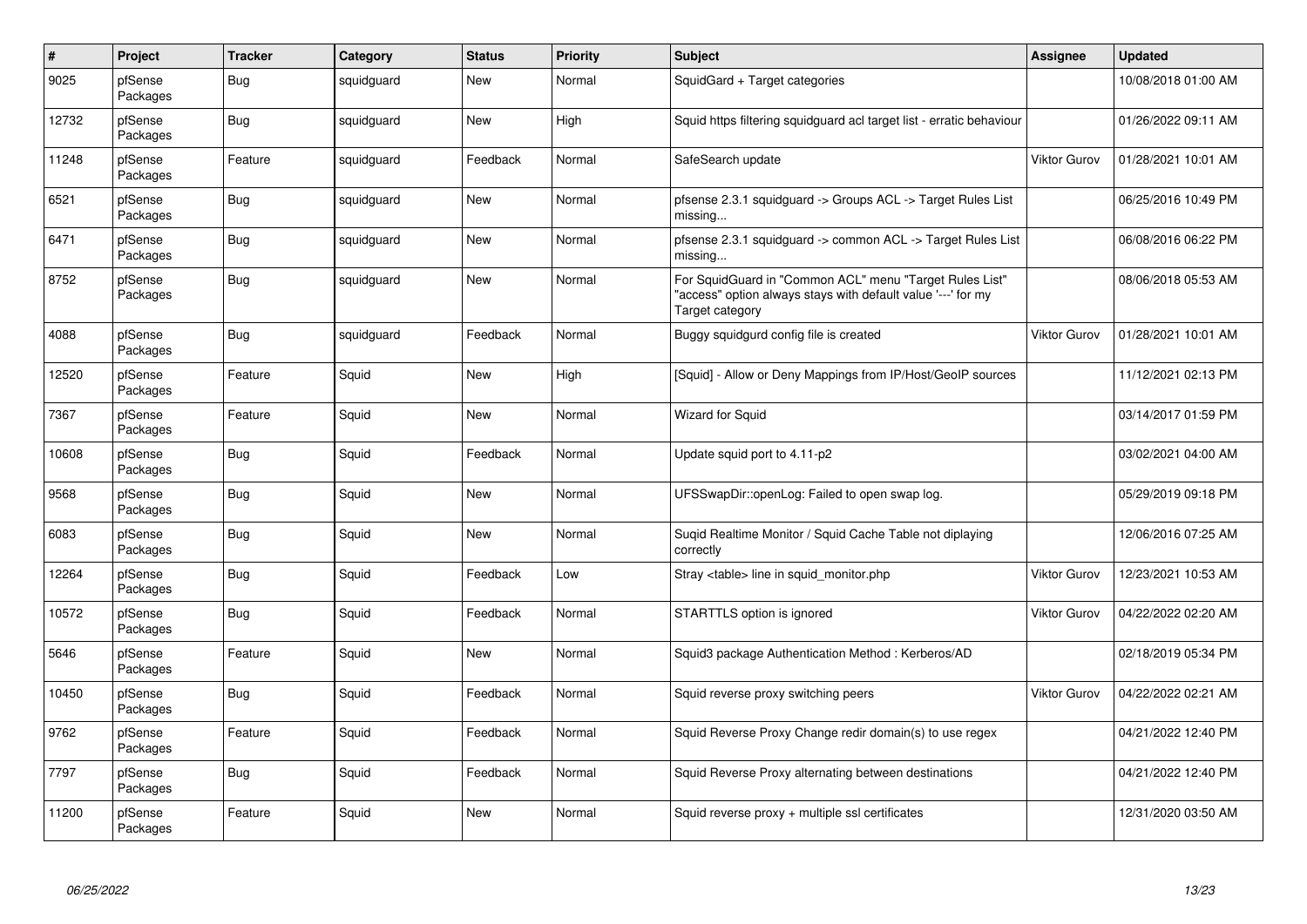| # | Project | Tracker | Category | Status | Priority | Subject | Assignee | Updated |
|---|---|---|---|---|---|---|---|---|
| 9025 | pfSense Packages | Bug | squidguard | New | Normal | SquidGard + Target categories | | 10/08/2018 01:00 AM |
| 12732 | pfSense Packages | Bug | squidguard | New | High | Squid https filtering squidguard acl target list - erratic behaviour | | 01/26/2022 09:11 AM |
| 11248 | pfSense Packages | Feature | squidguard | Feedback | Normal | SafeSearch update | Viktor Gurov | 01/28/2021 10:01 AM |
| 6521 | pfSense Packages | Bug | squidguard | New | Normal | pfsense 2.3.1 squidguard -> Groups ACL -> Target Rules List missing... | | 06/25/2016 10:49 PM |
| 6471 | pfSense Packages | Bug | squidguard | New | Normal | pfsense 2.3.1 squidguard -> common ACL -> Target Rules List missing... | | 06/08/2016 06:22 PM |
| 8752 | pfSense Packages | Bug | squidguard | New | Normal | For SquidGuard in "Common ACL" menu "Target Rules List" "access" option always stays with default value '---' for my Target category | | 08/06/2018 05:53 AM |
| 4088 | pfSense Packages | Bug | squidguard | Feedback | Normal | Buggy squidgurd config file is created | Viktor Gurov | 01/28/2021 10:01 AM |
| 12520 | pfSense Packages | Feature | Squid | New | High | [Squid] - Allow or Deny Mappings from IP/Host/GeoIP sources | | 11/12/2021 02:13 PM |
| 7367 | pfSense Packages | Feature | Squid | New | Normal | Wizard for Squid | | 03/14/2017 01:59 PM |
| 10608 | pfSense Packages | Bug | Squid | Feedback | Normal | Update squid port to 4.11-p2 | | 03/02/2021 04:00 AM |
| 9568 | pfSense Packages | Bug | Squid | New | Normal | UFSSwapDir::openLog: Failed to open swap log. | | 05/29/2019 09:18 PM |
| 6083 | pfSense Packages | Bug | Squid | New | Normal | Suqid Realtime Monitor / Squid Cache Table not diplaying correctly | | 12/06/2016 07:25 AM |
| 12264 | pfSense Packages | Bug | Squid | Feedback | Low | Stray <table> line in squid_monitor.php | Viktor Gurov | 12/23/2021 10:53 AM |
| 10572 | pfSense Packages | Bug | Squid | Feedback | Normal | STARTTLS option is ignored | Viktor Gurov | 04/22/2022 02:20 AM |
| 5646 | pfSense Packages | Feature | Squid | New | Normal | Squid3 package Authentication Method : Kerberos/AD | | 02/18/2019 05:34 PM |
| 10450 | pfSense Packages | Bug | Squid | Feedback | Normal | Squid reverse proxy switching peers | Viktor Gurov | 04/22/2022 02:21 AM |
| 9762 | pfSense Packages | Feature | Squid | Feedback | Normal | Squid Reverse Proxy Change redir domain(s) to use regex | | 04/21/2022 12:40 PM |
| 7797 | pfSense Packages | Bug | Squid | Feedback | Normal | Squid Reverse Proxy alternating between destinations | | 04/21/2022 12:40 PM |
| 11200 | pfSense Packages | Feature | Squid | New | Normal | Squid reverse proxy + multiple ssl certificates | | 12/31/2020 03:50 AM |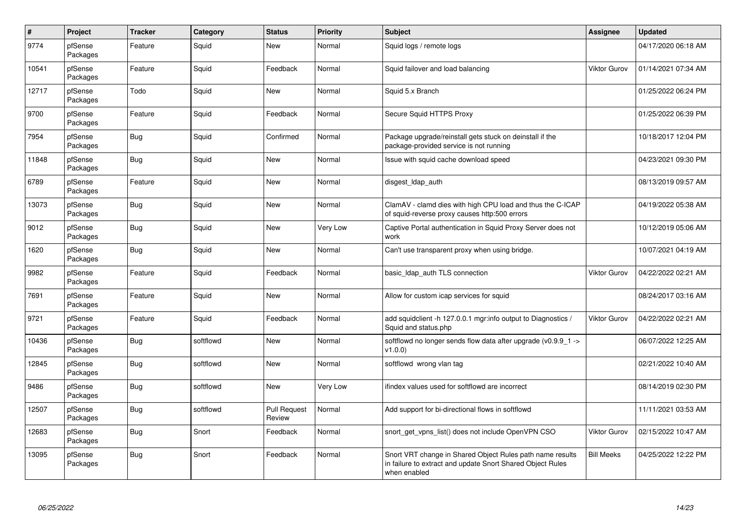| # | Project | Tracker | Category | Status | Priority | Subject | Assignee | Updated |
|---|---|---|---|---|---|---|---|---|
| 9774 | pfSense Packages | Feature | Squid | New | Normal | Squid logs / remote logs | | 04/17/2020 06:18 AM |
| 10541 | pfSense Packages | Feature | Squid | Feedback | Normal | Squid failover and load balancing | Viktor Gurov | 01/14/2021 07:34 AM |
| 12717 | pfSense Packages | Todo | Squid | New | Normal | Squid 5.x Branch | | 01/25/2022 06:24 PM |
| 9700 | pfSense Packages | Feature | Squid | Feedback | Normal | Secure Squid HTTPS Proxy | | 01/25/2022 06:39 PM |
| 7954 | pfSense Packages | Bug | Squid | Confirmed | Normal | Package upgrade/reinstall gets stuck on deinstall if the package-provided service is not running | | 10/18/2017 12:04 PM |
| 11848 | pfSense Packages | Bug | Squid | New | Normal | Issue with squid cache download speed | | 04/23/2021 09:30 PM |
| 6789 | pfSense Packages | Feature | Squid | New | Normal | disgest_ldap_auth | | 08/13/2019 09:57 AM |
| 13073 | pfSense Packages | Bug | Squid | New | Normal | ClamAV - clamd dies with high CPU load and thus the C-ICAP of squid-reverse proxy causes http:500 errors | | 04/19/2022 05:38 AM |
| 9012 | pfSense Packages | Bug | Squid | New | Very Low | Captive Portal authentication in Squid Proxy Server does not work | | 10/12/2019 05:06 AM |
| 1620 | pfSense Packages | Bug | Squid | New | Normal | Can't use transparent proxy when using bridge. | | 10/07/2021 04:19 AM |
| 9982 | pfSense Packages | Feature | Squid | Feedback | Normal | basic_ldap_auth TLS connection | Viktor Gurov | 04/22/2022 02:21 AM |
| 7691 | pfSense Packages | Feature | Squid | New | Normal | Allow for custom icap services for squid | | 08/24/2017 03:16 AM |
| 9721 | pfSense Packages | Feature | Squid | Feedback | Normal | add squidclient -h 127.0.0.1 mgr:info output to Diagnostics / Squid and status.php | Viktor Gurov | 04/22/2022 02:21 AM |
| 10436 | pfSense Packages | Bug | softflowd | New | Normal | softflowd no longer sends flow data after upgrade (v0.9.9_1 -> v1.0.0) | | 06/07/2022 12:25 AM |
| 12845 | pfSense Packages | Bug | softflowd | New | Normal | softflowd wrong vlan tag | | 02/21/2022 10:40 AM |
| 9486 | pfSense Packages | Bug | softflowd | New | Very Low | ifindex values used for softflowd are incorrect | | 08/14/2019 02:30 PM |
| 12507 | pfSense Packages | Bug | softflowd | Pull Request Review | Normal | Add support for bi-directional flows in softflowd | | 11/11/2021 03:53 AM |
| 12683 | pfSense Packages | Bug | Snort | Feedback | Normal | snort_get_vpns_list() does not include OpenVPN CSO | Viktor Gurov | 02/15/2022 10:47 AM |
| 13095 | pfSense Packages | Bug | Snort | Feedback | Normal | Snort VRT change in Shared Object Rules path name results in failure to extract and update Snort Shared Object Rules when enabled | Bill Meeks | 04/25/2022 12:22 PM |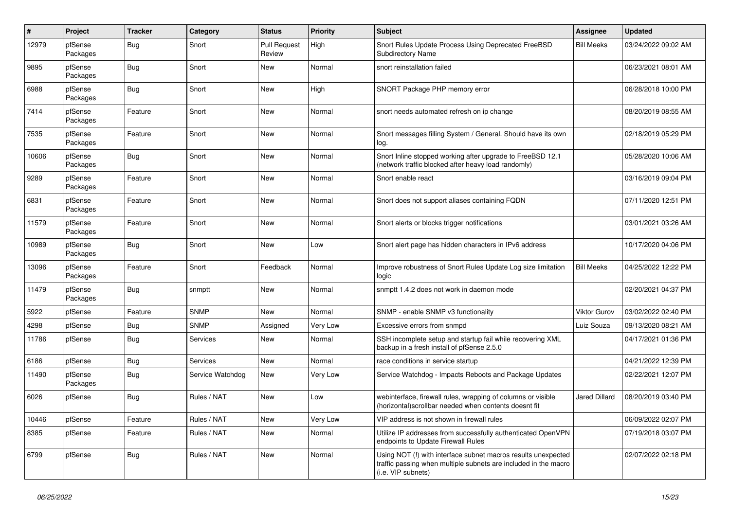| # | Project | Tracker | Category | Status | Priority | Subject | Assignee | Updated |
|---|---|---|---|---|---|---|---|---|
| 12979 | pfSense Packages | Bug | Snort | Pull Request Review | High | Snort Rules Update Process Using Deprecated FreeBSD Subdirectory Name | Bill Meeks | 03/24/2022 09:02 AM |
| 9895 | pfSense Packages | Bug | Snort | New | Normal | snort reinstallation failed | | 06/23/2021 08:01 AM |
| 6988 | pfSense Packages | Bug | Snort | New | High | SNORT Package PHP memory error | | 06/28/2018 10:00 PM |
| 7414 | pfSense Packages | Feature | Snort | New | Normal | snort needs automated refresh on ip change | | 08/20/2019 08:55 AM |
| 7535 | pfSense Packages | Feature | Snort | New | Normal | Snort messages filling System / General. Should have its own log. | | 02/18/2019 05:29 PM |
| 10606 | pfSense Packages | Bug | Snort | New | Normal | Snort Inline stopped working after upgrade to FreeBSD 12.1 (network traffic blocked after heavy load randomly) | | 05/28/2020 10:06 AM |
| 9289 | pfSense Packages | Feature | Snort | New | Normal | Snort enable react | | 03/16/2019 09:04 PM |
| 6831 | pfSense Packages | Feature | Snort | New | Normal | Snort does not support aliases containing FQDN | | 07/11/2020 12:51 PM |
| 11579 | pfSense Packages | Feature | Snort | New | Normal | Snort alerts or blocks trigger notifications | | 03/01/2021 03:26 AM |
| 10989 | pfSense Packages | Bug | Snort | New | Low | Snort alert page has hidden characters in IPv6 address | | 10/17/2020 04:06 PM |
| 13096 | pfSense Packages | Feature | Snort | Feedback | Normal | Improve robustness of Snort Rules Update Log size limitation logic | Bill Meeks | 04/25/2022 12:22 PM |
| 11479 | pfSense Packages | Bug | snmptt | New | Normal | snmptt 1.4.2 does not work in daemon mode | | 02/20/2021 04:37 PM |
| 5922 | pfSense | Feature | SNMP | New | Normal | SNMP - enable SNMP v3 functionality | Viktor Gurov | 03/02/2022 02:40 PM |
| 4298 | pfSense | Bug | SNMP | Assigned | Very Low | Excessive errors from snmpd | Luiz Souza | 09/13/2020 08:21 AM |
| 11786 | pfSense | Bug | Services | New | Normal | SSH incomplete setup and startup fail while recovering XML backup in a fresh install of pfSense 2.5.0 | | 04/17/2021 01:36 PM |
| 6186 | pfSense | Bug | Services | New | Normal | race conditions in service startup | | 04/21/2022 12:39 PM |
| 11490 | pfSense Packages | Bug | Service Watchdog | New | Very Low | Service Watchdog - Impacts Reboots and Package Updates | | 02/22/2021 12:07 PM |
| 6026 | pfSense | Bug | Rules / NAT | New | Low | webinterface, firewall rules, wrapping of columns or visible (horizontal)scrollbar needed when contents doesnt fit | Jared Dillard | 08/20/2019 03:40 PM |
| 10446 | pfSense | Feature | Rules / NAT | New | Very Low | VIP address is not shown in firewall rules | | 06/09/2022 02:07 PM |
| 8385 | pfSense | Feature | Rules / NAT | New | Normal | Utilize IP addresses from successfully authenticated OpenVPN endpoints to Update Firewall Rules | | 07/19/2018 03:07 PM |
| 6799 | pfSense | Bug | Rules / NAT | New | Normal | Using NOT (!) with interface subnet macros results unexpected traffic passing when multiple subnets are included in the macro (i.e. VIP subnets) | | 02/07/2022 02:18 PM |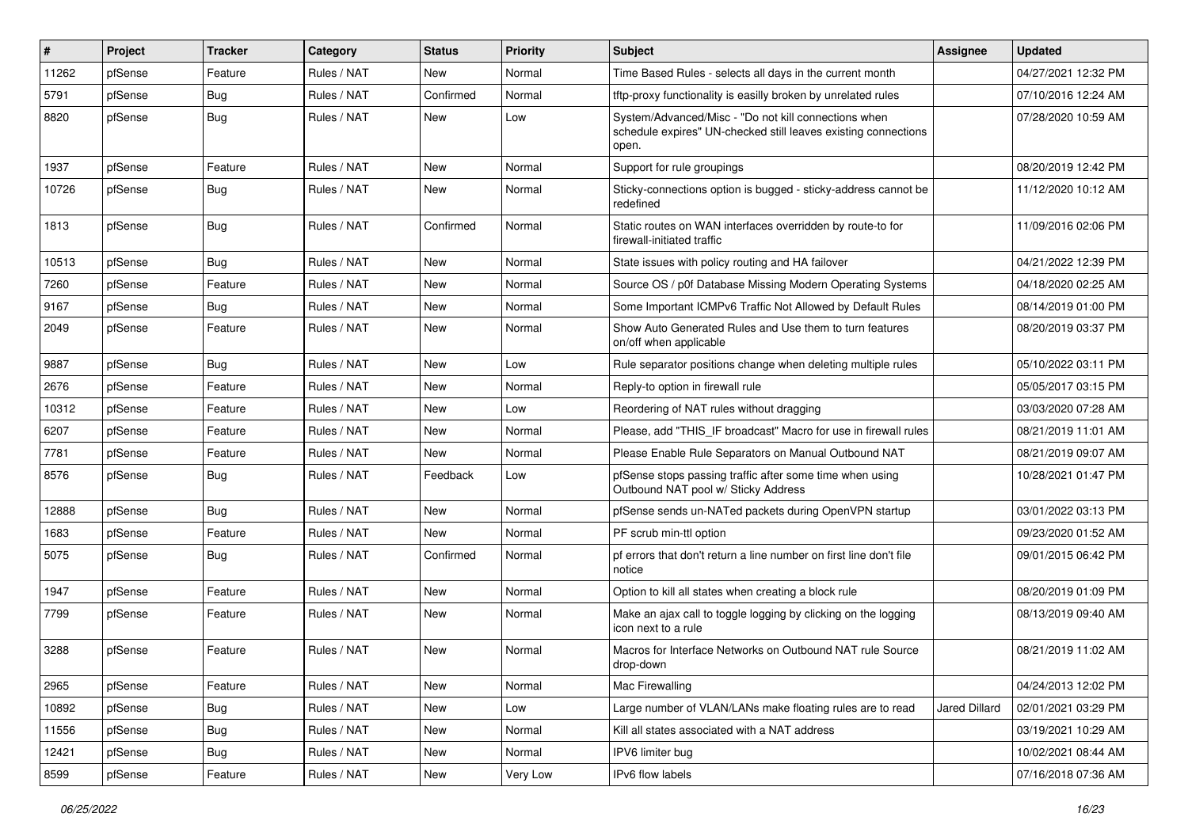| # | Project | Tracker | Category | Status | Priority | Subject | Assignee | Updated |
|---|---|---|---|---|---|---|---|---|
| 11262 | pfSense | Feature | Rules / NAT | New | Normal | Time Based Rules - selects all days in the current month | | 04/27/2021 12:32 PM |
| 5791 | pfSense | Bug | Rules / NAT | Confirmed | Normal | tftp-proxy functionality is easilly broken by unrelated rules | | 07/10/2016 12:24 AM |
| 8820 | pfSense | Bug | Rules / NAT | New | Low | System/Advanced/Misc - "Do not kill connections when schedule expires" UN-checked still leaves existing connections open. | | 07/28/2020 10:59 AM |
| 1937 | pfSense | Feature | Rules / NAT | New | Normal | Support for rule groupings | | 08/20/2019 12:42 PM |
| 10726 | pfSense | Bug | Rules / NAT | New | Normal | Sticky-connections option is bugged - sticky-address cannot be redefined | | 11/12/2020 10:12 AM |
| 1813 | pfSense | Bug | Rules / NAT | Confirmed | Normal | Static routes on WAN interfaces overridden by route-to for firewall-initiated traffic | | 11/09/2016 02:06 PM |
| 10513 | pfSense | Bug | Rules / NAT | New | Normal | State issues with policy routing and HA failover | | 04/21/2022 12:39 PM |
| 7260 | pfSense | Feature | Rules / NAT | New | Normal | Source OS / p0f Database Missing Modern Operating Systems | | 04/18/2020 02:25 AM |
| 9167 | pfSense | Bug | Rules / NAT | New | Normal | Some Important ICMPv6 Traffic Not Allowed by Default Rules | | 08/14/2019 01:00 PM |
| 2049 | pfSense | Feature | Rules / NAT | New | Normal | Show Auto Generated Rules and Use them to turn features on/off when applicable | | 08/20/2019 03:37 PM |
| 9887 | pfSense | Bug | Rules / NAT | New | Low | Rule separator positions change when deleting multiple rules | | 05/10/2022 03:11 PM |
| 2676 | pfSense | Feature | Rules / NAT | New | Normal | Reply-to option in firewall rule | | 05/05/2017 03:15 PM |
| 10312 | pfSense | Feature | Rules / NAT | New | Low | Reordering of NAT rules without dragging | | 03/03/2020 07:28 AM |
| 6207 | pfSense | Feature | Rules / NAT | New | Normal | Please, add "THIS_IF broadcast" Macro for use in firewall rules | | 08/21/2019 11:01 AM |
| 7781 | pfSense | Feature | Rules / NAT | New | Normal | Please Enable Rule Separators on Manual Outbound NAT | | 08/21/2019 09:07 AM |
| 8576 | pfSense | Bug | Rules / NAT | Feedback | Low | pfSense stops passing traffic after some time when using Outbound NAT pool w/ Sticky Address | | 10/28/2021 01:47 PM |
| 12888 | pfSense | Bug | Rules / NAT | New | Normal | pfSense sends un-NATed packets during OpenVPN startup | | 03/01/2022 03:13 PM |
| 1683 | pfSense | Feature | Rules / NAT | New | Normal | PF scrub min-ttl option | | 09/23/2020 01:52 AM |
| 5075 | pfSense | Bug | Rules / NAT | Confirmed | Normal | pf errors that don't return a line number on first line don't file notice | | 09/01/2015 06:42 PM |
| 1947 | pfSense | Feature | Rules / NAT | New | Normal | Option to kill all states when creating a block rule | | 08/20/2019 01:09 PM |
| 7799 | pfSense | Feature | Rules / NAT | New | Normal | Make an ajax call to toggle logging by clicking on the logging icon next to a rule | | 08/13/2019 09:40 AM |
| 3288 | pfSense | Feature | Rules / NAT | New | Normal | Macros for Interface Networks on Outbound NAT rule Source drop-down | | 08/21/2019 11:02 AM |
| 2965 | pfSense | Feature | Rules / NAT | New | Normal | Mac Firewalling | | 04/24/2013 12:02 PM |
| 10892 | pfSense | Bug | Rules / NAT | New | Low | Large number of VLAN/LANs make floating rules are to read | Jared Dillard | 02/01/2021 03:29 PM |
| 11556 | pfSense | Bug | Rules / NAT | New | Normal | Kill all states associated with a NAT address | | 03/19/2021 10:29 AM |
| 12421 | pfSense | Bug | Rules / NAT | New | Normal | IPV6 limiter bug | | 10/02/2021 08:44 AM |
| 8599 | pfSense | Feature | Rules / NAT | New | Very Low | IPv6 flow labels | | 07/16/2018 07:36 AM |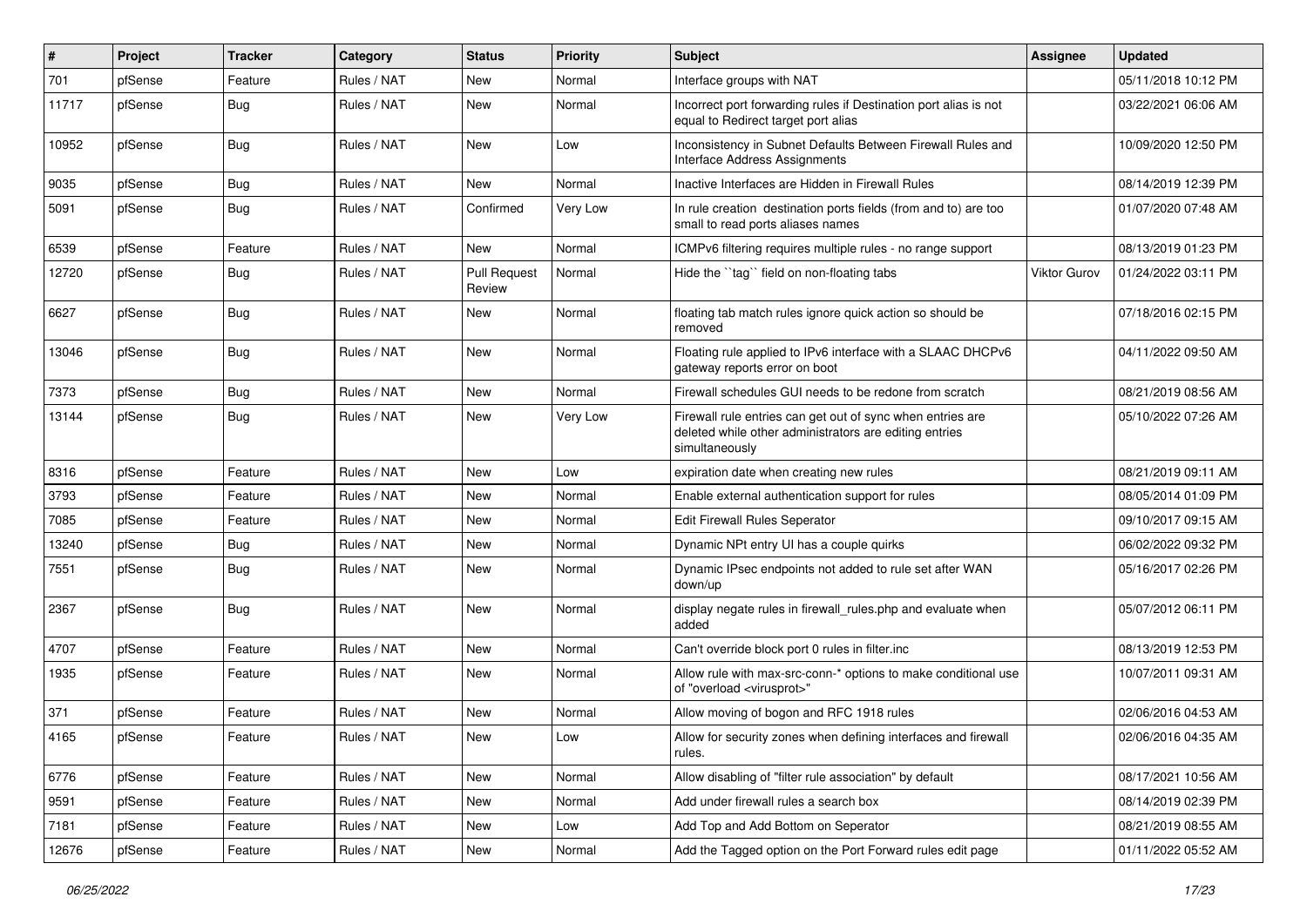| # | Project | Tracker | Category | Status | Priority | Subject | Assignee | Updated |
|---|---|---|---|---|---|---|---|---|
| 701 | pfSense | Feature | Rules / NAT | New | Normal | Interface groups with NAT | | 05/11/2018 10:12 PM |
| 11717 | pfSense | Bug | Rules / NAT | New | Normal | Incorrect port forwarding rules if Destination port alias is not equal to Redirect target port alias | | 03/22/2021 06:06 AM |
| 10952 | pfSense | Bug | Rules / NAT | New | Low | Inconsistency in Subnet Defaults Between Firewall Rules and Interface Address Assignments | | 10/09/2020 12:50 PM |
| 9035 | pfSense | Bug | Rules / NAT | New | Normal | Inactive Interfaces are Hidden in Firewall Rules | | 08/14/2019 12:39 PM |
| 5091 | pfSense | Bug | Rules / NAT | Confirmed | Very Low | In rule creation destination ports fields (from and to) are too small to read ports aliases names | | 01/07/2020 07:48 AM |
| 6539 | pfSense | Feature | Rules / NAT | New | Normal | ICMPv6 filtering requires multiple rules - no range support | | 08/13/2019 01:23 PM |
| 12720 | pfSense | Bug | Rules / NAT | Pull Request Review | Normal | Hide the ``tag`` field on non-floating tabs | Viktor Gurov | 01/24/2022 03:11 PM |
| 6627 | pfSense | Bug | Rules / NAT | New | Normal | floating tab match rules ignore quick action so should be removed | | 07/18/2016 02:15 PM |
| 13046 | pfSense | Bug | Rules / NAT | New | Normal | Floating rule applied to IPv6 interface with a SLAAC DHCPv6 gateway reports error on boot | | 04/11/2022 09:50 AM |
| 7373 | pfSense | Bug | Rules / NAT | New | Normal | Firewall schedules GUI needs to be redone from scratch | | 08/21/2019 08:56 AM |
| 13144 | pfSense | Bug | Rules / NAT | New | Very Low | Firewall rule entries can get out of sync when entries are deleted while other administrators are editing entries simultaneously | | 05/10/2022 07:26 AM |
| 8316 | pfSense | Feature | Rules / NAT | New | Low | expiration date when creating new rules | | 08/21/2019 09:11 AM |
| 3793 | pfSense | Feature | Rules / NAT | New | Normal | Enable external authentication support for rules | | 08/05/2014 01:09 PM |
| 7085 | pfSense | Feature | Rules / NAT | New | Normal | Edit Firewall Rules Seperator | | 09/10/2017 09:15 AM |
| 13240 | pfSense | Bug | Rules / NAT | New | Normal | Dynamic NPt entry UI has a couple quirks | | 06/02/2022 09:32 PM |
| 7551 | pfSense | Bug | Rules / NAT | New | Normal | Dynamic IPsec endpoints not added to rule set after WAN down/up | | 05/16/2017 02:26 PM |
| 2367 | pfSense | Bug | Rules / NAT | New | Normal | display negate rules in firewall_rules.php and evaluate when added | | 05/07/2012 06:11 PM |
| 4707 | pfSense | Feature | Rules / NAT | New | Normal | Can't override block port 0 rules in filter.inc | | 08/13/2019 12:53 PM |
| 1935 | pfSense | Feature | Rules / NAT | New | Normal | Allow rule with max-src-conn-* options to make conditional use of "overload <virusprot>" | | 10/07/2011 09:31 AM |
| 371 | pfSense | Feature | Rules / NAT | New | Normal | Allow moving of bogon and RFC 1918 rules | | 02/06/2016 04:53 AM |
| 4165 | pfSense | Feature | Rules / NAT | New | Low | Allow for security zones when defining interfaces and firewall rules. | | 02/06/2016 04:35 AM |
| 6776 | pfSense | Feature | Rules / NAT | New | Normal | Allow disabling of "filter rule association" by default | | 08/17/2021 10:56 AM |
| 9591 | pfSense | Feature | Rules / NAT | New | Normal | Add under firewall rules a search box | | 08/14/2019 02:39 PM |
| 7181 | pfSense | Feature | Rules / NAT | New | Low | Add Top and Add Bottom on Seperator | | 08/21/2019 08:55 AM |
| 12676 | pfSense | Feature | Rules / NAT | New | Normal | Add the Tagged option on the Port Forward rules edit page | | 01/11/2022 05:52 AM |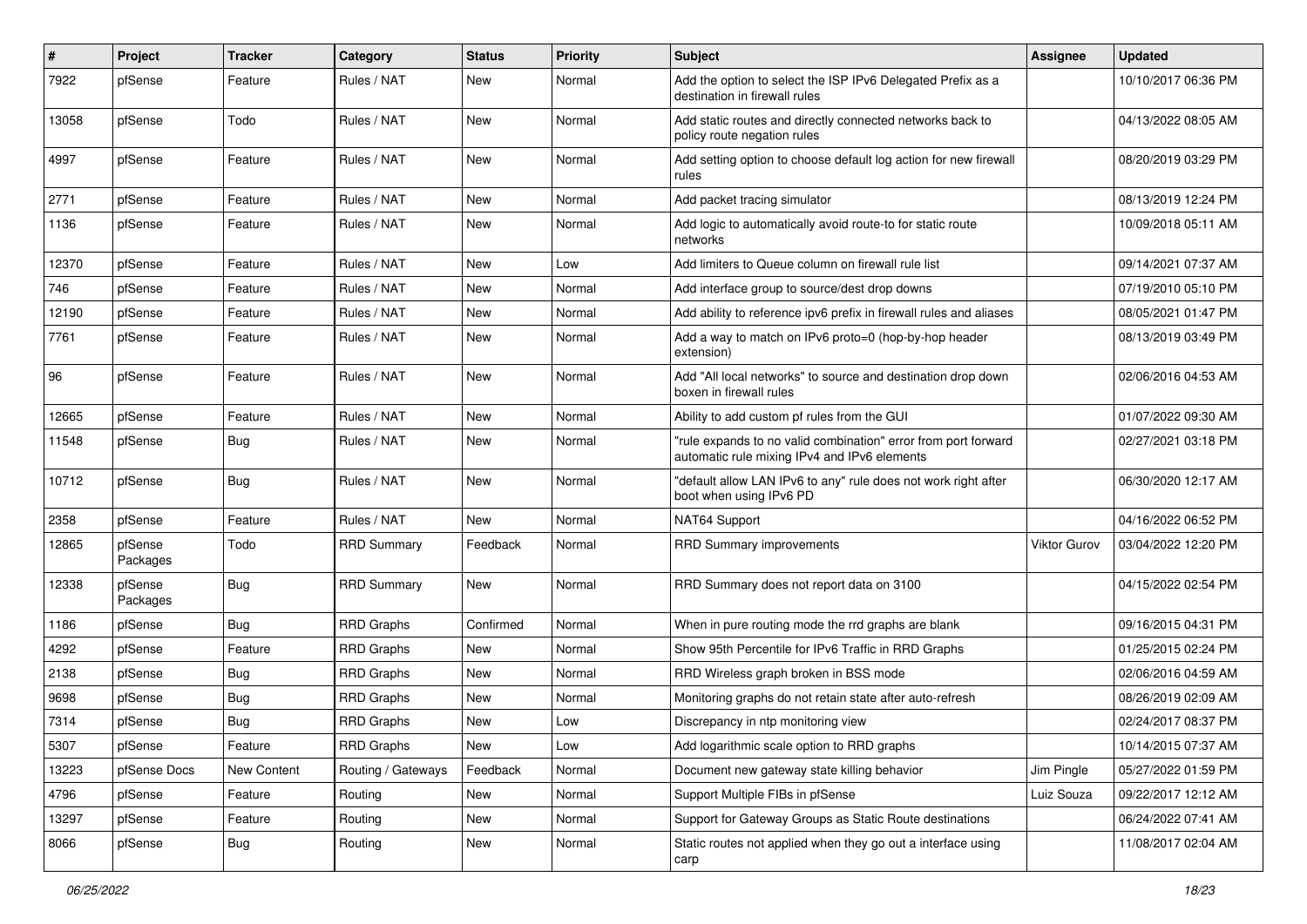| # | Project | Tracker | Category | Status | Priority | Subject | Assignee | Updated |
|---|---|---|---|---|---|---|---|---|
| 7922 | pfSense | Feature | Rules / NAT | New | Normal | Add the option to select the ISP IPv6 Delegated Prefix as a destination in firewall rules | | 10/10/2017 06:36 PM |
| 13058 | pfSense | Todo | Rules / NAT | New | Normal | Add static routes and directly connected networks back to policy route negation rules | | 04/13/2022 08:05 AM |
| 4997 | pfSense | Feature | Rules / NAT | New | Normal | Add setting option to choose default log action for new firewall rules | | 08/20/2019 03:29 PM |
| 2771 | pfSense | Feature | Rules / NAT | New | Normal | Add packet tracing simulator | | 08/13/2019 12:24 PM |
| 1136 | pfSense | Feature | Rules / NAT | New | Normal | Add logic to automatically avoid route-to for static route networks | | 10/09/2018 05:11 AM |
| 12370 | pfSense | Feature | Rules / NAT | New | Low | Add limiters to Queue column on firewall rule list | | 09/14/2021 07:37 AM |
| 746 | pfSense | Feature | Rules / NAT | New | Normal | Add interface group to source/dest drop downs | | 07/19/2010 05:10 PM |
| 12190 | pfSense | Feature | Rules / NAT | New | Normal | Add ability to reference ipv6 prefix in firewall rules and aliases | | 08/05/2021 01:47 PM |
| 7761 | pfSense | Feature | Rules / NAT | New | Normal | Add a way to match on IPv6 proto=0 (hop-by-hop header extension) | | 08/13/2019 03:49 PM |
| 96 | pfSense | Feature | Rules / NAT | New | Normal | Add "All local networks" to source and destination drop down boxen in firewall rules | | 02/06/2016 04:53 AM |
| 12665 | pfSense | Feature | Rules / NAT | New | Normal | Ability to add custom pf rules from the GUI | | 01/07/2022 09:30 AM |
| 11548 | pfSense | Bug | Rules / NAT | New | Normal | "rule expands to no valid combination" error from port forward automatic rule mixing IPv4 and IPv6 elements | | 02/27/2021 03:18 PM |
| 10712 | pfSense | Bug | Rules / NAT | New | Normal | "default allow LAN IPv6 to any" rule does not work right after boot when using IPv6 PD | | 06/30/2020 12:17 AM |
| 2358 | pfSense | Feature | Rules / NAT | New | Normal | NAT64 Support | | 04/16/2022 06:52 PM |
| 12865 | pfSense Packages | Todo | RRD Summary | Feedback | Normal | RRD Summary improvements | Viktor Gurov | 03/04/2022 12:20 PM |
| 12338 | pfSense Packages | Bug | RRD Summary | New | Normal | RRD Summary does not report data on 3100 | | 04/15/2022 02:54 PM |
| 1186 | pfSense | Bug | RRD Graphs | Confirmed | Normal | When in pure routing mode the rrd graphs are blank | | 09/16/2015 04:31 PM |
| 4292 | pfSense | Feature | RRD Graphs | New | Normal | Show 95th Percentile for IPv6 Traffic in RRD Graphs | | 01/25/2015 02:24 PM |
| 2138 | pfSense | Bug | RRD Graphs | New | Normal | RRD Wireless graph broken in BSS mode | | 02/06/2016 04:59 AM |
| 9698 | pfSense | Bug | RRD Graphs | New | Normal | Monitoring graphs do not retain state after auto-refresh | | 08/26/2019 02:09 AM |
| 7314 | pfSense | Bug | RRD Graphs | New | Low | Discrepancy in ntp monitoring view | | 02/24/2017 08:37 PM |
| 5307 | pfSense | Feature | RRD Graphs | New | Low | Add logarithmic scale option to RRD graphs | | 10/14/2015 07:37 AM |
| 13223 | pfSense Docs | New Content | Routing / Gateways | Feedback | Normal | Document new gateway state killing behavior | Jim Pingle | 05/27/2022 01:59 PM |
| 4796 | pfSense | Feature | Routing | New | Normal | Support Multiple FIBs in pfSense | Luiz Souza | 09/22/2017 12:12 AM |
| 13297 | pfSense | Feature | Routing | New | Normal | Support for Gateway Groups as Static Route destinations | | 06/24/2022 07:41 AM |
| 8066 | pfSense | Bug | Routing | New | Normal | Static routes not applied when they go out a interface using carp | | 11/08/2017 02:04 AM |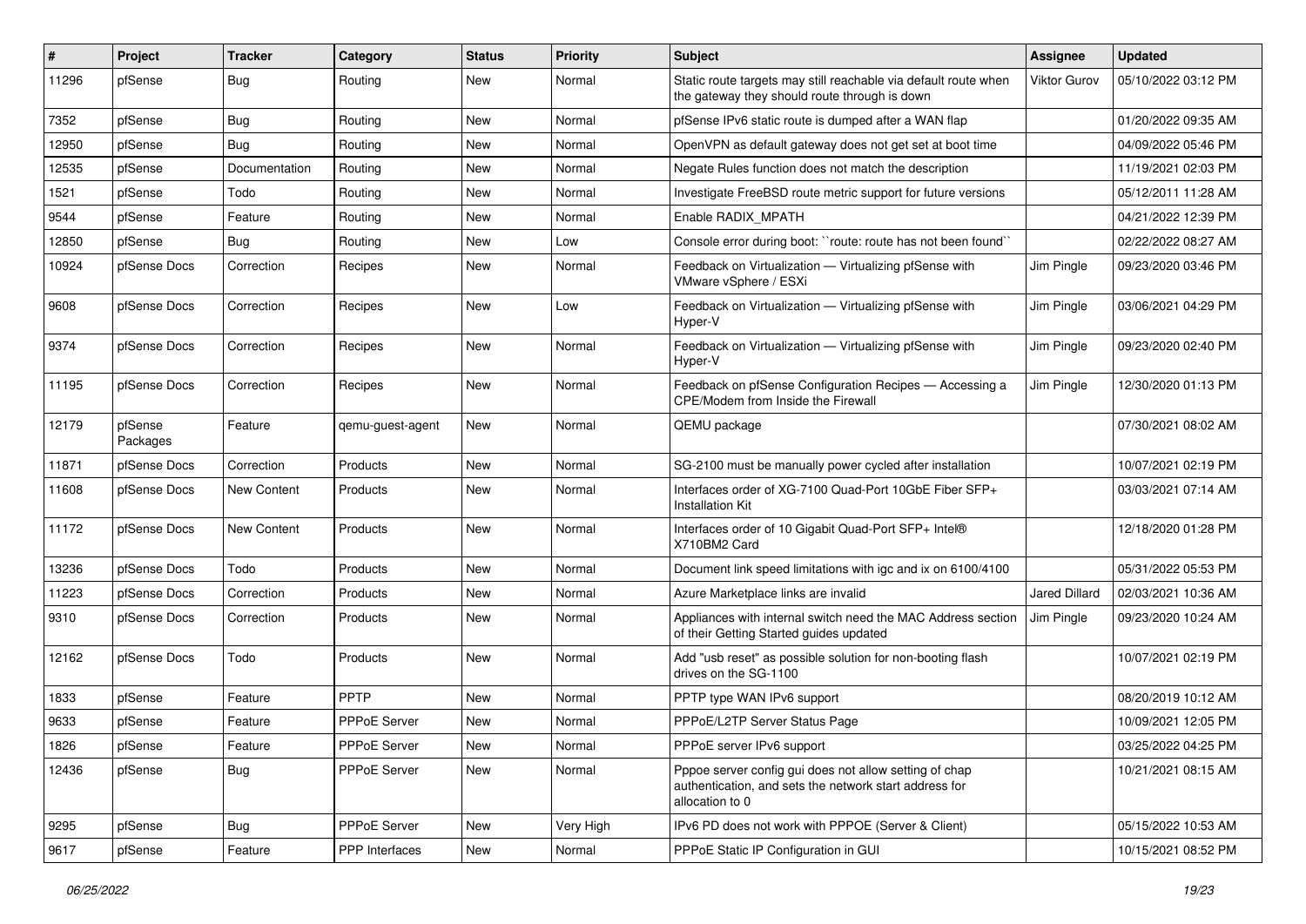| # | Project | Tracker | Category | Status | Priority | Subject | Assignee | Updated |
| --- | --- | --- | --- | --- | --- | --- | --- | --- |
| 11296 | pfSense | Bug | Routing | New | Normal | Static route targets may still reachable via default route when the gateway they should route through is down | Viktor Gurov | 05/10/2022 03:12 PM |
| 7352 | pfSense | Bug | Routing | New | Normal | pfSense IPv6 static route is dumped after a WAN flap | | 01/20/2022 09:35 AM |
| 12950 | pfSense | Bug | Routing | New | Normal | OpenVPN as default gateway does not get set at boot time | | 04/09/2022 05:46 PM |
| 12535 | pfSense | Documentation | Routing | New | Normal | Negate Rules function does not match the description | | 11/19/2021 02:03 PM |
| 1521 | pfSense | Todo | Routing | New | Normal | Investigate FreeBSD route metric support for future versions | | 05/12/2011 11:28 AM |
| 9544 | pfSense | Feature | Routing | New | Normal | Enable RADIX_MPATH | | 04/21/2022 12:39 PM |
| 12850 | pfSense | Bug | Routing | New | Low | Console error during boot: ``route: route has not been found`` | | 02/22/2022 08:27 AM |
| 10924 | pfSense Docs | Correction | Recipes | New | Normal | Feedback on Virtualization — Virtualizing pfSense with VMware vSphere / ESXi | Jim Pingle | 09/23/2020 03:46 PM |
| 9608 | pfSense Docs | Correction | Recipes | New | Low | Feedback on Virtualization — Virtualizing pfSense with Hyper-V | Jim Pingle | 03/06/2021 04:29 PM |
| 9374 | pfSense Docs | Correction | Recipes | New | Normal | Feedback on Virtualization — Virtualizing pfSense with Hyper-V | Jim Pingle | 09/23/2020 02:40 PM |
| 11195 | pfSense Docs | Correction | Recipes | New | Normal | Feedback on pfSense Configuration Recipes — Accessing a CPE/Modem from Inside the Firewall | Jim Pingle | 12/30/2020 01:13 PM |
| 12179 | pfSense Packages | Feature | qemu-guest-agent | New | Normal | QEMU package | | 07/30/2021 08:02 AM |
| 11871 | pfSense Docs | Correction | Products | New | Normal | SG-2100 must be manually power cycled after installation | | 10/07/2021 02:19 PM |
| 11608 | pfSense Docs | New Content | Products | New | Normal | Interfaces order of XG-7100 Quad-Port 10GbE Fiber SFP+ Installation Kit | | 03/03/2021 07:14 AM |
| 11172 | pfSense Docs | New Content | Products | New | Normal | Interfaces order of 10 Gigabit Quad-Port SFP+ Intel® X710BM2 Card | | 12/18/2020 01:28 PM |
| 13236 | pfSense Docs | Todo | Products | New | Normal | Document link speed limitations with igc and ix on 6100/4100 | | 05/31/2022 05:53 PM |
| 11223 | pfSense Docs | Correction | Products | New | Normal | Azure Marketplace links are invalid | Jared Dillard | 02/03/2021 10:36 AM |
| 9310 | pfSense Docs | Correction | Products | New | Normal | Appliances with internal switch need the MAC Address section of their Getting Started guides updated | Jim Pingle | 09/23/2020 10:24 AM |
| 12162 | pfSense Docs | Todo | Products | New | Normal | Add "usb reset" as possible solution for non-booting flash drives on the SG-1100 | | 10/07/2021 02:19 PM |
| 1833 | pfSense | Feature | PPTP | New | Normal | PPTP type WAN IPv6 support | | 08/20/2019 10:12 AM |
| 9633 | pfSense | Feature | PPPoE Server | New | Normal | PPPoE/L2TP Server Status Page | | 10/09/2021 12:05 PM |
| 1826 | pfSense | Feature | PPPoE Server | New | Normal | PPPoE server IPv6 support | | 03/25/2022 04:25 PM |
| 12436 | pfSense | Bug | PPPoE Server | New | Normal | Pppoe server config gui does not allow setting of chap authentication, and sets the network start address for allocation to 0 | | 10/21/2021 08:15 AM |
| 9295 | pfSense | Bug | PPPoE Server | New | Very High | IPv6 PD does not work with PPPOE (Server & Client) | | 05/15/2022 10:53 AM |
| 9617 | pfSense | Feature | PPP Interfaces | New | Normal | PPPoE Static IP Configuration in GUI | | 10/15/2021 08:52 PM |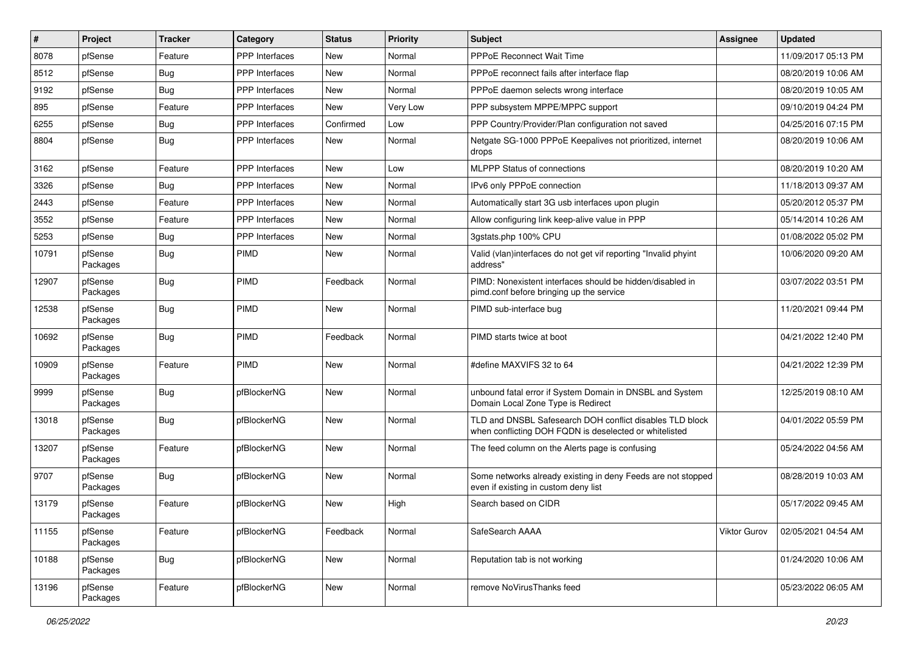| # | Project | Tracker | Category | Status | Priority | Subject | Assignee | Updated |
|---|---|---|---|---|---|---|---|---|
| 8078 | pfSense | Feature | PPP Interfaces | New | Normal | PPPoE Reconnect Wait Time | | 11/09/2017 05:13 PM |
| 8512 | pfSense | Bug | PPP Interfaces | New | Normal | PPPoE reconnect fails after interface flap | | 08/20/2019 10:06 AM |
| 9192 | pfSense | Bug | PPP Interfaces | New | Normal | PPPoE daemon selects wrong interface | | 08/20/2019 10:05 AM |
| 895 | pfSense | Feature | PPP Interfaces | New | Very Low | PPP subsystem MPPE/MPPC support | | 09/10/2019 04:24 PM |
| 6255 | pfSense | Bug | PPP Interfaces | Confirmed | Low | PPP Country/Provider/Plan configuration not saved | | 04/25/2016 07:15 PM |
| 8804 | pfSense | Bug | PPP Interfaces | New | Normal | Netgate SG-1000 PPPoE Keepalives not prioritized, internet drops | | 08/20/2019 10:06 AM |
| 3162 | pfSense | Feature | PPP Interfaces | New | Low | MLPPP Status of connections | | 08/20/2019 10:20 AM |
| 3326 | pfSense | Bug | PPP Interfaces | New | Normal | IPv6 only PPPoE connection | | 11/18/2013 09:37 AM |
| 2443 | pfSense | Feature | PPP Interfaces | New | Normal | Automatically start 3G usb interfaces upon plugin | | 05/20/2012 05:37 PM |
| 3552 | pfSense | Feature | PPP Interfaces | New | Normal | Allow configuring link keep-alive value in PPP | | 05/14/2014 10:26 AM |
| 5253 | pfSense | Bug | PPP Interfaces | New | Normal | 3gstats.php 100% CPU | | 01/08/2022 05:02 PM |
| 10791 | pfSense Packages | Bug | PIMD | New | Normal | Valid (vlan)interfaces do not get vif reporting "Invalid phyint address" | | 10/06/2020 09:20 AM |
| 12907 | pfSense Packages | Bug | PIMD | Feedback | Normal | PIMD: Nonexistent interfaces should be hidden/disabled in pimd.conf before bringing up the service | | 03/07/2022 03:51 PM |
| 12538 | pfSense Packages | Bug | PIMD | New | Normal | PIMD sub-interface bug | | 11/20/2021 09:44 PM |
| 10692 | pfSense Packages | Bug | PIMD | Feedback | Normal | PIMD starts twice at boot | | 04/21/2022 12:40 PM |
| 10909 | pfSense Packages | Feature | PIMD | New | Normal | #define MAXVIFS 32 to 64 | | 04/21/2022 12:39 PM |
| 9999 | pfSense Packages | Bug | pfBlockerNG | New | Normal | unbound fatal error if System Domain in DNSBL and System Domain Local Zone Type is Redirect | | 12/25/2019 08:10 AM |
| 13018 | pfSense Packages | Bug | pfBlockerNG | New | Normal | TLD and DNSBL Safesearch DOH conflict disables TLD block when conflicting DOH FQDN is deselected or whitelisted | | 04/01/2022 05:59 PM |
| 13207 | pfSense Packages | Feature | pfBlockerNG | New | Normal | The feed column on the Alerts page is confusing | | 05/24/2022 04:56 AM |
| 9707 | pfSense Packages | Bug | pfBlockerNG | New | Normal | Some networks already existing in deny Feeds are not stopped even if existing in custom deny list | | 08/28/2019 10:03 AM |
| 13179 | pfSense Packages | Feature | pfBlockerNG | New | High | Search based on CIDR | | 05/17/2022 09:45 AM |
| 11155 | pfSense Packages | Feature | pfBlockerNG | Feedback | Normal | SafeSearch AAAA | Viktor Gurov | 02/05/2021 04:54 AM |
| 10188 | pfSense Packages | Bug | pfBlockerNG | New | Normal | Reputation tab is not working | | 01/24/2020 10:06 AM |
| 13196 | pfSense Packages | Feature | pfBlockerNG | New | Normal | remove NoVirusThanks feed | | 05/23/2022 06:05 AM |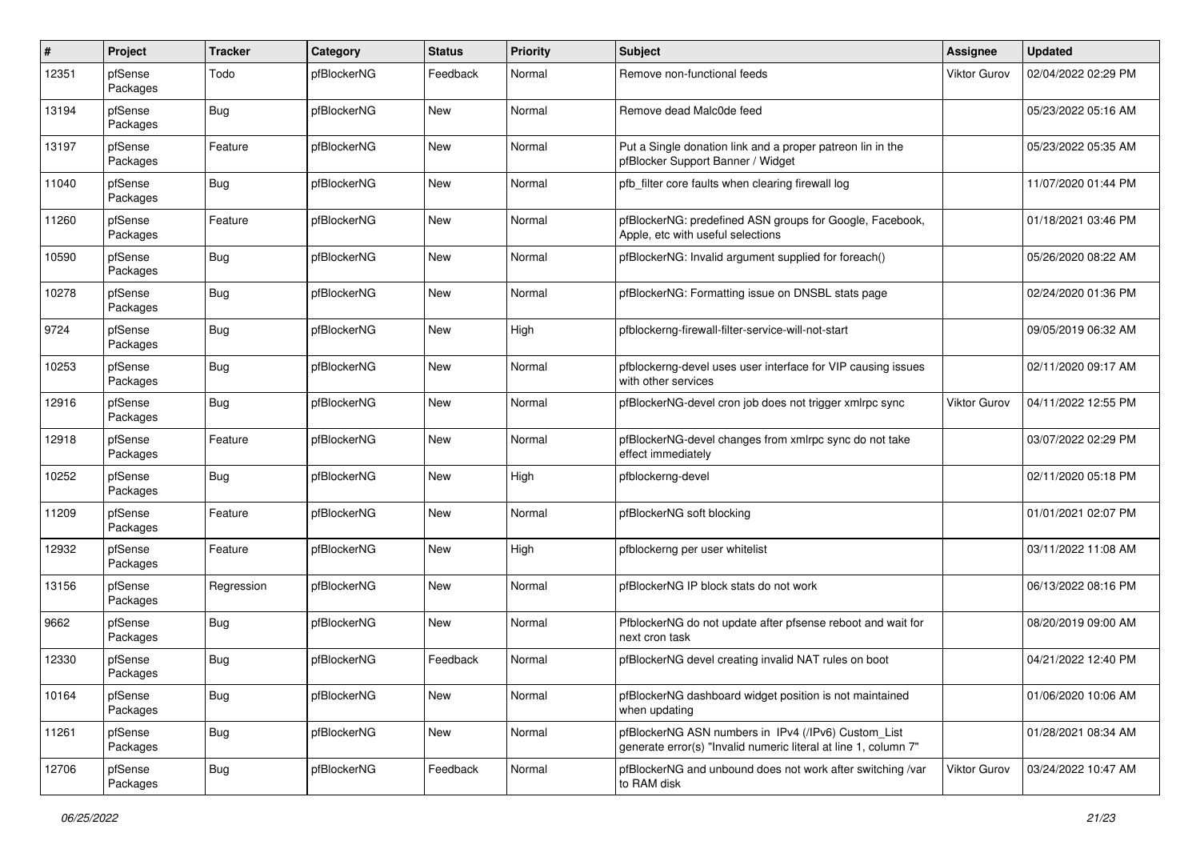| # | Project | Tracker | Category | Status | Priority | Subject | Assignee | Updated |
|---|---|---|---|---|---|---|---|---|
| 12351 | pfSense Packages | Todo | pfBlockerNG | Feedback | Normal | Remove non-functional feeds | Viktor Gurov | 02/04/2022 02:29 PM |
| 13194 | pfSense Packages | Bug | pfBlockerNG | New | Normal | Remove dead Malc0de feed | | 05/23/2022 05:16 AM |
| 13197 | pfSense Packages | Feature | pfBlockerNG | New | Normal | Put a Single donation link and a proper patreon lin in the pfBlocker Support Banner / Widget | | 05/23/2022 05:35 AM |
| 11040 | pfSense Packages | Bug | pfBlockerNG | New | Normal | pfb_filter core faults when clearing firewall log | | 11/07/2020 01:44 PM |
| 11260 | pfSense Packages | Feature | pfBlockerNG | New | Normal | pfBlockerNG: predefined ASN groups for Google, Facebook, Apple, etc with useful selections | | 01/18/2021 03:46 PM |
| 10590 | pfSense Packages | Bug | pfBlockerNG | New | Normal | pfBlockerNG: Invalid argument supplied for foreach() | | 05/26/2020 08:22 AM |
| 10278 | pfSense Packages | Bug | pfBlockerNG | New | Normal | pfBlockerNG: Formatting issue on DNSBL stats page | | 02/24/2020 01:36 PM |
| 9724 | pfSense Packages | Bug | pfBlockerNG | New | High | pfblockerng-firewall-filter-service-will-not-start | | 09/05/2019 06:32 AM |
| 10253 | pfSense Packages | Bug | pfBlockerNG | New | Normal | pfblockerng-devel uses user interface for VIP causing issues with other services | | 02/11/2020 09:17 AM |
| 12916 | pfSense Packages | Bug | pfBlockerNG | New | Normal | pfBlockerNG-devel cron job does not trigger xmlrpc sync | Viktor Gurov | 04/11/2022 12:55 PM |
| 12918 | pfSense Packages | Feature | pfBlockerNG | New | Normal | pfBlockerNG-devel changes from xmlrpc sync do not take effect immediately | | 03/07/2022 02:29 PM |
| 10252 | pfSense Packages | Bug | pfBlockerNG | New | High | pfblockerng-devel | | 02/11/2020 05:18 PM |
| 11209 | pfSense Packages | Feature | pfBlockerNG | New | Normal | pfBlockerNG soft blocking | | 01/01/2021 02:07 PM |
| 12932 | pfSense Packages | Feature | pfBlockerNG | New | High | pfblockerng per user whitelist | | 03/11/2022 11:08 AM |
| 13156 | pfSense Packages | Regression | pfBlockerNG | New | Normal | pfBlockerNG IP block stats do not work | | 06/13/2022 08:16 PM |
| 9662 | pfSense Packages | Bug | pfBlockerNG | New | Normal | PfblockerNG do not update after pfsense reboot and wait for next cron task | | 08/20/2019 09:00 AM |
| 12330 | pfSense Packages | Bug | pfBlockerNG | Feedback | Normal | pfBlockerNG devel creating invalid NAT rules on boot | | 04/21/2022 12:40 PM |
| 10164 | pfSense Packages | Bug | pfBlockerNG | New | Normal | pfBlockerNG dashboard widget position is not maintained when updating | | 01/06/2020 10:06 AM |
| 11261 | pfSense Packages | Bug | pfBlockerNG | New | Normal | pfBlockerNG ASN numbers in IPv4 (/IPv6) Custom_List generate error(s) "Invalid numeric literal at line 1, column 7" | | 01/28/2021 08:34 AM |
| 12706 | pfSense Packages | Bug | pfBlockerNG | Feedback | Normal | pfBlockerNG and unbound does not work after switching /var to RAM disk | Viktor Gurov | 03/24/2022 10:47 AM |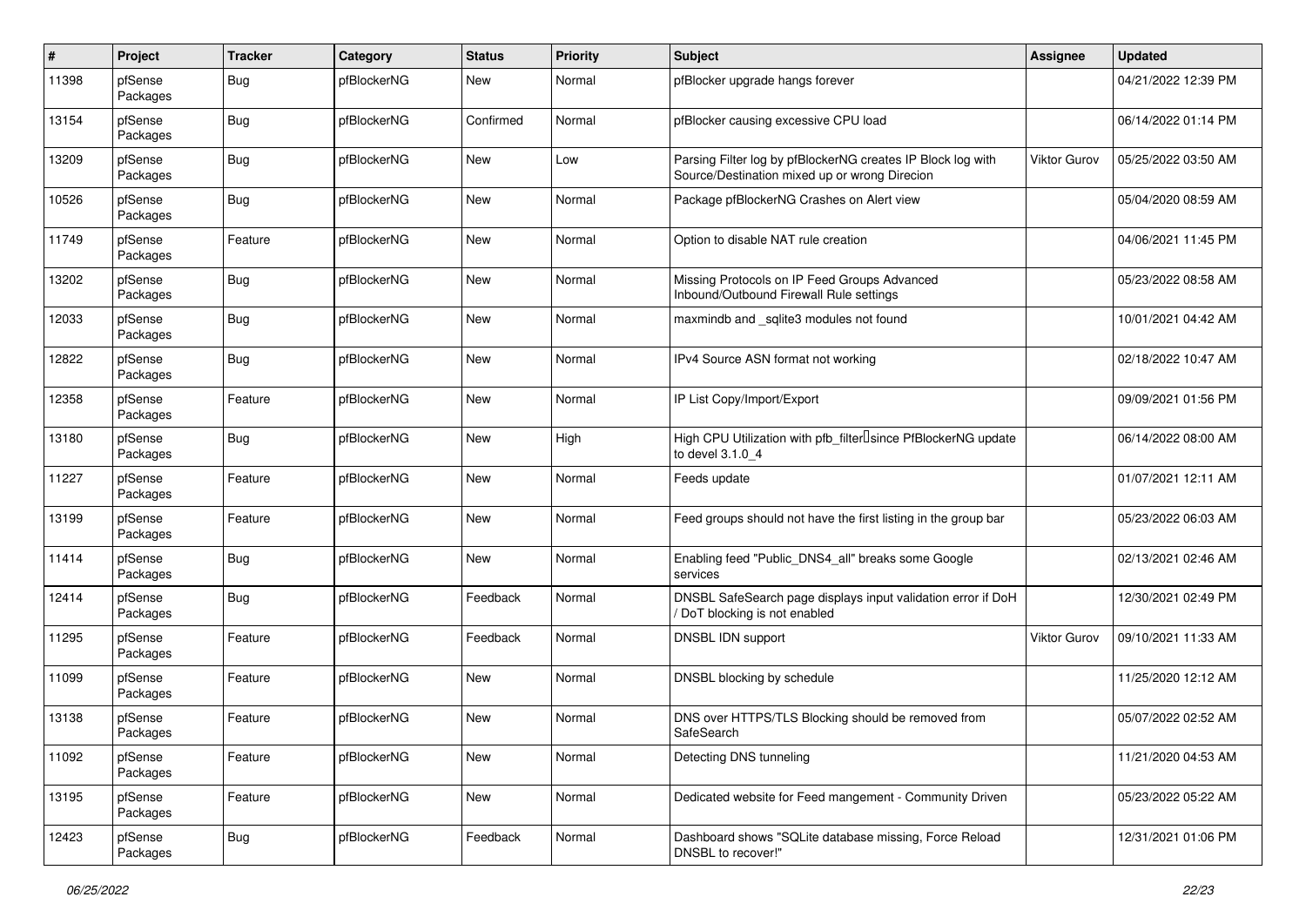| # | Project | Tracker | Category | Status | Priority | Subject | Assignee | Updated |
|---|---|---|---|---|---|---|---|---|
| 11398 | pfSense Packages | Bug | pfBlockerNG | New | Normal | pfBlocker upgrade hangs forever | | 04/21/2022 12:39 PM |
| 13154 | pfSense Packages | Bug | pfBlockerNG | Confirmed | Normal | pfBlocker causing excessive CPU load | | 06/14/2022 01:14 PM |
| 13209 | pfSense Packages | Bug | pfBlockerNG | New | Low | Parsing Filter log by pfBlockerNG creates IP Block log with Source/Destination mixed up or wrong Direcion | Viktor Gurov | 05/25/2022 03:50 AM |
| 10526 | pfSense Packages | Bug | pfBlockerNG | New | Normal | Package pfBlockerNG Crashes on Alert view | | 05/04/2020 08:59 AM |
| 11749 | pfSense Packages | Feature | pfBlockerNG | New | Normal | Option to disable NAT rule creation | | 04/06/2021 11:45 PM |
| 13202 | pfSense Packages | Bug | pfBlockerNG | New | Normal | Missing Protocols on IP Feed Groups Advanced Inbound/Outbound Firewall Rule settings | | 05/23/2022 08:58 AM |
| 12033 | pfSense Packages | Bug | pfBlockerNG | New | Normal | maxmindb and _sqlite3 modules not found | | 10/01/2021 04:42 AM |
| 12822 | pfSense Packages | Bug | pfBlockerNG | New | Normal | IPv4 Source ASN format not working | | 02/18/2022 10:47 AM |
| 12358 | pfSense Packages | Feature | pfBlockerNG | New | Normal | IP List Copy/Import/Export | | 09/09/2021 01:56 PM |
| 13180 | pfSense Packages | Bug | pfBlockerNG | New | High | High CPU Utilization with pfb_filter since PfBlockerNG update to devel 3.1.0_4 | | 06/14/2022 08:00 AM |
| 11227 | pfSense Packages | Feature | pfBlockerNG | New | Normal | Feeds update | | 01/07/2021 12:11 AM |
| 13199 | pfSense Packages | Feature | pfBlockerNG | New | Normal | Feed groups should not have the first listing in the group bar | | 05/23/2022 06:03 AM |
| 11414 | pfSense Packages | Bug | pfBlockerNG | New | Normal | Enabling feed "Public_DNS4_all" breaks some Google services | | 02/13/2021 02:46 AM |
| 12414 | pfSense Packages | Bug | pfBlockerNG | Feedback | Normal | DNSBL SafeSearch page displays input validation error if DoH / DoT blocking is not enabled | | 12/30/2021 02:49 PM |
| 11295 | pfSense Packages | Feature | pfBlockerNG | Feedback | Normal | DNSBL IDN support | Viktor Gurov | 09/10/2021 11:33 AM |
| 11099 | pfSense Packages | Feature | pfBlockerNG | New | Normal | DNSBL blocking by schedule | | 11/25/2020 12:12 AM |
| 13138 | pfSense Packages | Feature | pfBlockerNG | New | Normal | DNS over HTTPS/TLS Blocking should be removed from SafeSearch | | 05/07/2022 02:52 AM |
| 11092 | pfSense Packages | Feature | pfBlockerNG | New | Normal | Detecting DNS tunneling | | 11/21/2020 04:53 AM |
| 13195 | pfSense Packages | Feature | pfBlockerNG | New | Normal | Dedicated website for Feed mangement - Community Driven | | 05/23/2022 05:22 AM |
| 12423 | pfSense Packages | Bug | pfBlockerNG | Feedback | Normal | Dashboard shows "SQLite database missing, Force Reload DNSBL to recover!" | | 12/31/2021 01:06 PM |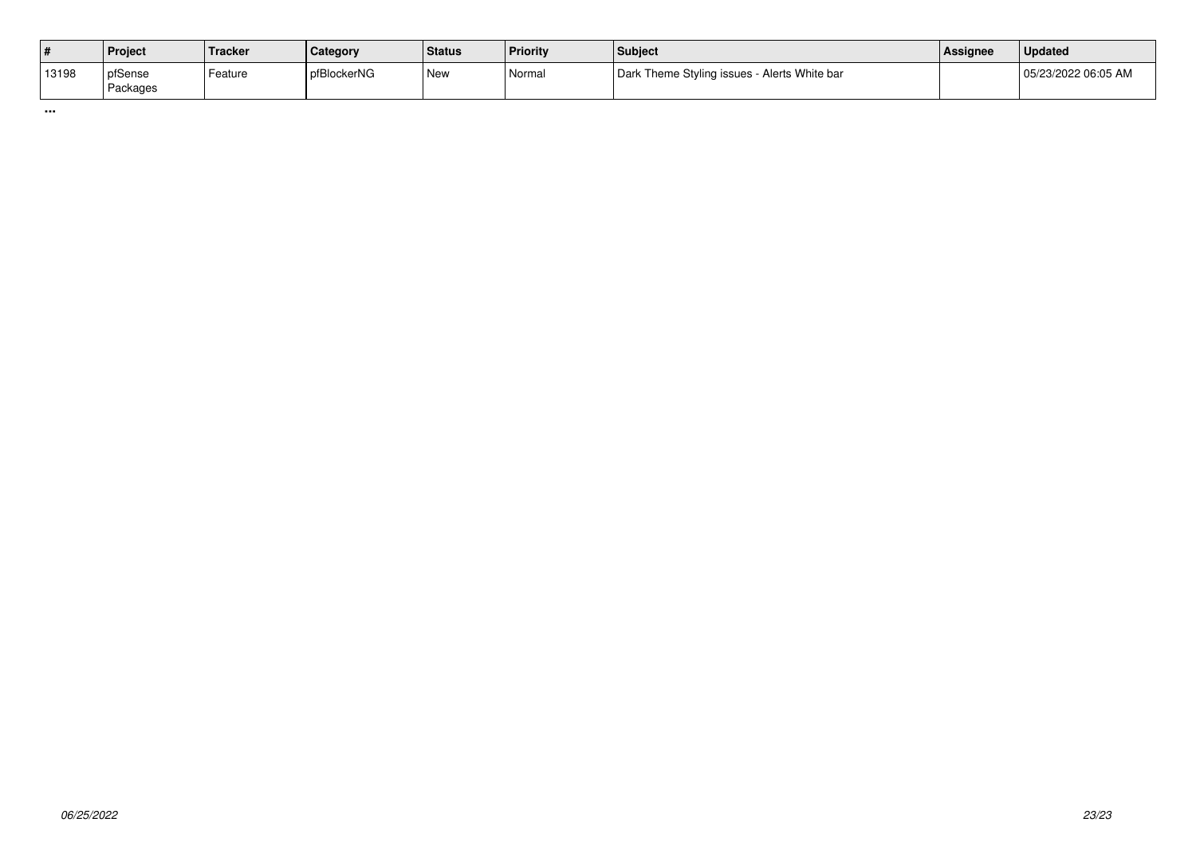| # | Project | Tracker | Category | Status | Priority | Subject | Assignee | Updated |
|---|---|---|---|---|---|---|---|---|
| 13198 | pfSense Packages | Feature | pfBlockerNG | New | Normal | Dark Theme Styling issues - Alerts White bar | | 05/23/2022 06:05 AM |

**...**